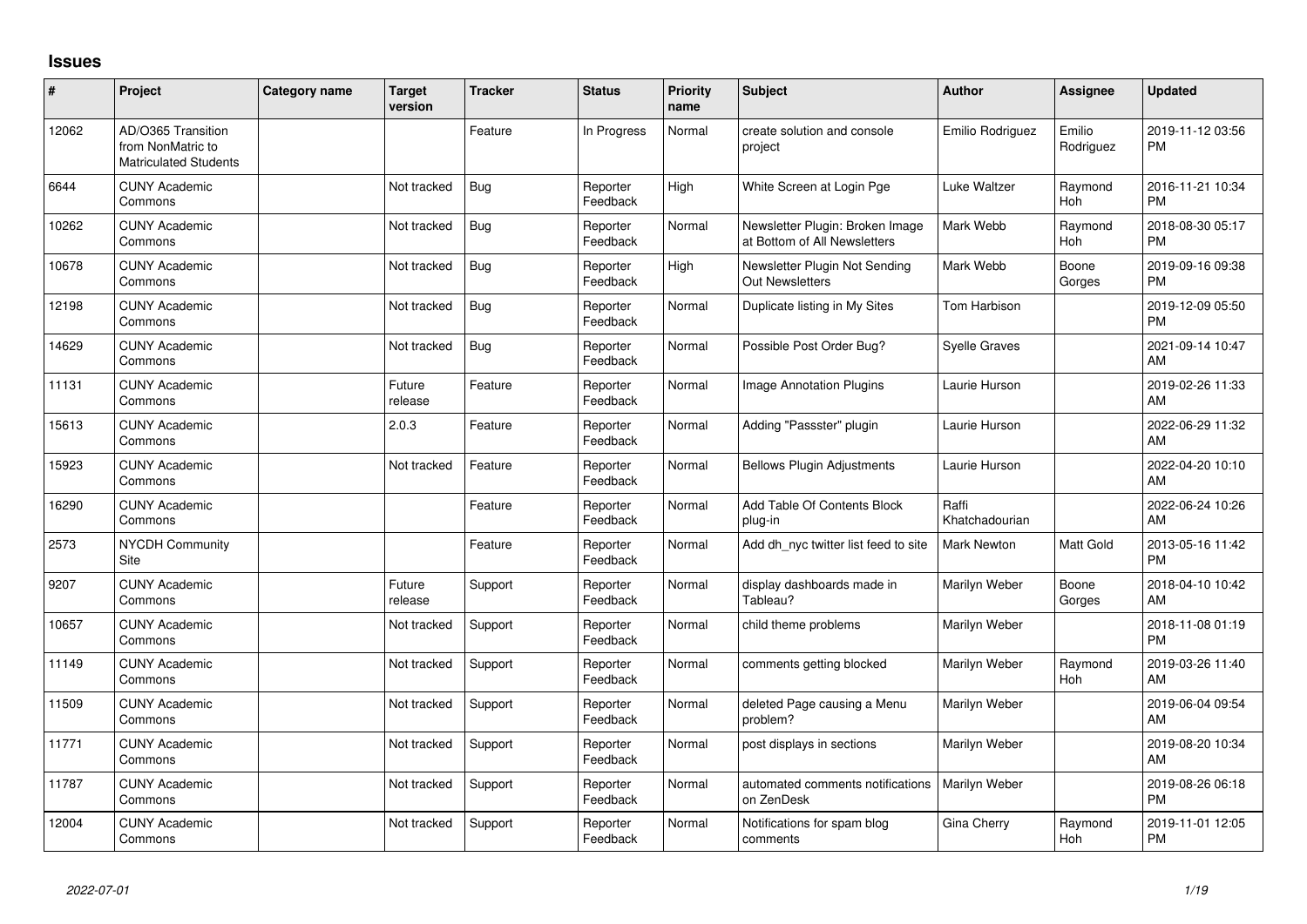## Issues

| # | Project | Category name | Target version | Tracker | Status | Priority name | Subject | Author | Assignee | Updated |
|---|---|---|---|---|---|---|---|---|---|---|
| 12062 | AD/O365 Transition from NonMatric to Matriculated Students | | | Feature | In Progress | Normal | create solution and console project | Emilio Rodriguez | Emilio Rodriguez | 2019-11-12 03:56 PM |
| 6644 | CUNY Academic Commons | | Not tracked | Bug | Reporter Feedback | High | White Screen at Login Pge | Luke Waltzer | Raymond Hoh | 2016-11-21 10:34 PM |
| 10262 | CUNY Academic Commons | | Not tracked | Bug | Reporter Feedback | Normal | Newsletter Plugin: Broken Image at Bottom of All Newsletters | Mark Webb | Raymond Hoh | 2018-08-30 05:17 PM |
| 10678 | CUNY Academic Commons | | Not tracked | Bug | Reporter Feedback | High | Newsletter Plugin Not Sending Out Newsletters | Mark Webb | Boone Gorges | 2019-09-16 09:38 PM |
| 12198 | CUNY Academic Commons | | Not tracked | Bug | Reporter Feedback | Normal | Duplicate listing in My Sites | Tom Harbison | | 2019-12-09 05:50 PM |
| 14629 | CUNY Academic Commons | | Not tracked | Bug | Reporter Feedback | Normal | Possible Post Order Bug? | Syelle Graves | | 2021-09-14 10:47 AM |
| 11131 | CUNY Academic Commons | | Future release | Feature | Reporter Feedback | Normal | Image Annotation Plugins | Laurie Hurson | | 2019-02-26 11:33 AM |
| 15613 | CUNY Academic Commons | | 2.0.3 | Feature | Reporter Feedback | Normal | Adding "Passster" plugin | Laurie Hurson | | 2022-06-29 11:32 AM |
| 15923 | CUNY Academic Commons | | Not tracked | Feature | Reporter Feedback | Normal | Bellows Plugin Adjustments | Laurie Hurson | | 2022-04-20 10:10 AM |
| 16290 | CUNY Academic Commons | | | Feature | Reporter Feedback | Normal | Add Table Of Contents Block plug-in | Raffi Khatchadourian | | 2022-06-24 10:26 AM |
| 2573 | NYCDH Community Site | | | Feature | Reporter Feedback | Normal | Add dh_nyc twitter list feed to site | Mark Newton | Matt Gold | 2013-05-16 11:42 PM |
| 9207 | CUNY Academic Commons | | Future release | Support | Reporter Feedback | Normal | display dashboards made in Tableau? | Marilyn Weber | Boone Gorges | 2018-04-10 10:42 AM |
| 10657 | CUNY Academic Commons | | Not tracked | Support | Reporter Feedback | Normal | child theme problems | Marilyn Weber | | 2018-11-08 01:19 PM |
| 11149 | CUNY Academic Commons | | Not tracked | Support | Reporter Feedback | Normal | comments getting blocked | Marilyn Weber | Raymond Hoh | 2019-03-26 11:40 AM |
| 11509 | CUNY Academic Commons | | Not tracked | Support | Reporter Feedback | Normal | deleted Page causing a Menu problem? | Marilyn Weber | | 2019-06-04 09:54 AM |
| 11771 | CUNY Academic Commons | | Not tracked | Support | Reporter Feedback | Normal | post displays in sections | Marilyn Weber | | 2019-08-20 10:34 AM |
| 11787 | CUNY Academic Commons | | Not tracked | Support | Reporter Feedback | Normal | automated comments notifications on ZenDesk | Marilyn Weber | | 2019-08-26 06:18 PM |
| 12004 | CUNY Academic Commons | | Not tracked | Support | Reporter Feedback | Normal | Notifications for spam blog comments | Gina Cherry | Raymond Hoh | 2019-11-01 12:05 PM |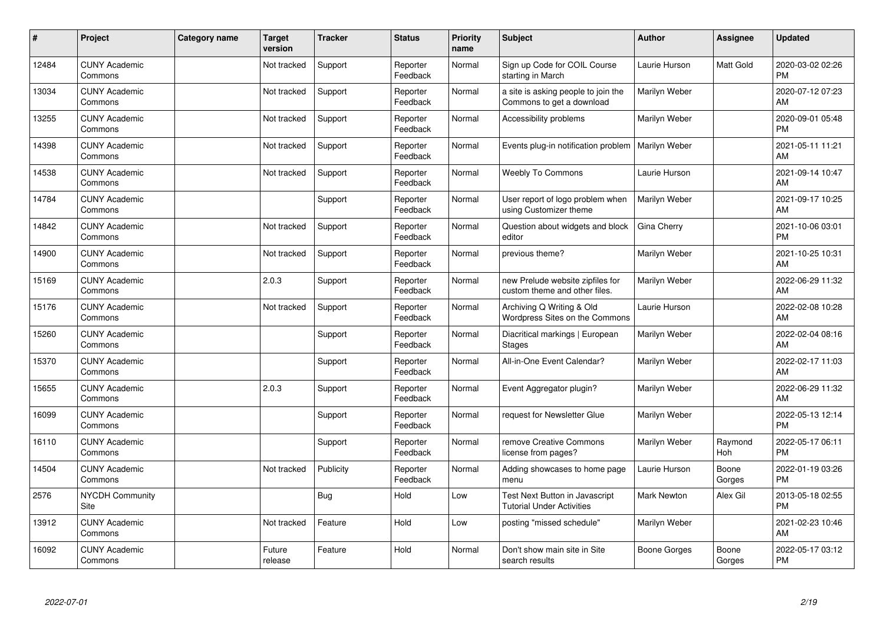| # | Project | Category name | Target version | Tracker | Status | Priority name | Subject | Author | Assignee | Updated |
|---|---|---|---|---|---|---|---|---|---|---|
| 12484 | CUNY Academic Commons | | Not tracked | Support | Reporter Feedback | Normal | Sign up Code for COIL Course starting in March | Laurie Hurson | Matt Gold | 2020-03-02 02:26 PM |
| 13034 | CUNY Academic Commons | | Not tracked | Support | Reporter Feedback | Normal | a site is asking people to join the Commons to get a download | Marilyn Weber | | 2020-07-12 07:23 AM |
| 13255 | CUNY Academic Commons | | Not tracked | Support | Reporter Feedback | Normal | Accessibility problems | Marilyn Weber | | 2020-09-01 05:48 PM |
| 14398 | CUNY Academic Commons | | Not tracked | Support | Reporter Feedback | Normal | Events plug-in notification problem | Marilyn Weber | | 2021-05-11 11:21 AM |
| 14538 | CUNY Academic Commons | | Not tracked | Support | Reporter Feedback | Normal | Weebly To Commons | Laurie Hurson | | 2021-09-14 10:47 AM |
| 14784 | CUNY Academic Commons | | | Support | Reporter Feedback | Normal | User report of logo problem when using Customizer theme | Marilyn Weber | | 2021-09-17 10:25 AM |
| 14842 | CUNY Academic Commons | | Not tracked | Support | Reporter Feedback | Normal | Question about widgets and block editor | Gina Cherry | | 2021-10-06 03:01 PM |
| 14900 | CUNY Academic Commons | | Not tracked | Support | Reporter Feedback | Normal | previous theme? | Marilyn Weber | | 2021-10-25 10:31 AM |
| 15169 | CUNY Academic Commons | | 2.0.3 | Support | Reporter Feedback | Normal | new Prelude website zipfiles for custom theme and other files. | Marilyn Weber | | 2022-06-29 11:32 AM |
| 15176 | CUNY Academic Commons | | Not tracked | Support | Reporter Feedback | Normal | Archiving Q Writing & Old Wordpress Sites on the Commons | Laurie Hurson | | 2022-02-08 10:28 AM |
| 15260 | CUNY Academic Commons | | | Support | Reporter Feedback | Normal | Diacritical markings \| European Stages | Marilyn Weber | | 2022-02-04 08:16 AM |
| 15370 | CUNY Academic Commons | | | Support | Reporter Feedback | Normal | All-in-One Event Calendar? | Marilyn Weber | | 2022-02-17 11:03 AM |
| 15655 | CUNY Academic Commons | | 2.0.3 | Support | Reporter Feedback | Normal | Event Aggregator plugin? | Marilyn Weber | | 2022-06-29 11:32 AM |
| 16099 | CUNY Academic Commons | | | Support | Reporter Feedback | Normal | request for Newsletter Glue | Marilyn Weber | | 2022-05-13 12:14 PM |
| 16110 | CUNY Academic Commons | | | Support | Reporter Feedback | Normal | remove Creative Commons license from pages? | Marilyn Weber | Raymond Hoh | 2022-05-17 06:11 PM |
| 14504 | CUNY Academic Commons | | Not tracked | Publicity | Reporter Feedback | Normal | Adding showcases to home page menu | Laurie Hurson | Boone Gorges | 2022-01-19 03:26 PM |
| 2576 | NYCDH Community Site | | | Bug | Hold | Low | Test Next Button in Javascript Tutorial Under Activities | Mark Newton | Alex Gil | 2013-05-18 02:55 PM |
| 13912 | CUNY Academic Commons | | Not tracked | Feature | Hold | Low | posting "missed schedule" | Marilyn Weber | | 2021-02-23 10:46 AM |
| 16092 | CUNY Academic Commons | | Future release | Feature | Hold | Normal | Don't show main site in Site search results | Boone Gorges | Boone Gorges | 2022-05-17 03:12 PM |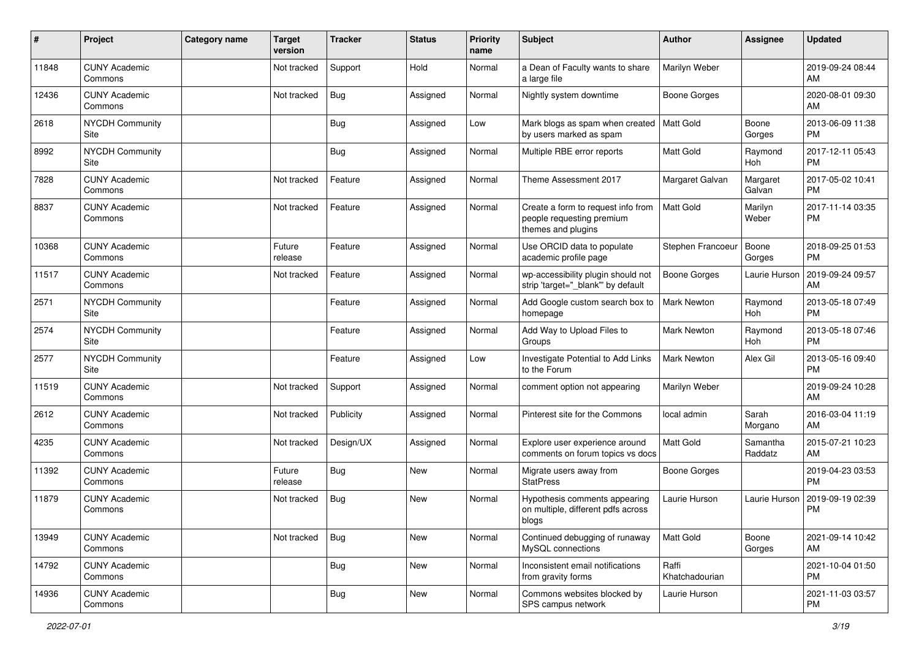| # | Project | Category name | Target version | Tracker | Status | Priority name | Subject | Author | Assignee | Updated |
| --- | --- | --- | --- | --- | --- | --- | --- | --- | --- | --- |
| 11848 | CUNY Academic Commons | | Not tracked | Support | Hold | Normal | a Dean of Faculty wants to share a large file | Marilyn Weber | | 2019-09-24 08:44 AM |
| 12436 | CUNY Academic Commons | | Not tracked | Bug | Assigned | Normal | Nightly system downtime | Boone Gorges | | 2020-08-01 09:30 AM |
| 2618 | NYCDH Community Site | | | Bug | Assigned | Low | Mark blogs as spam when created by users marked as spam | Matt Gold | Boone Gorges | 2013-06-09 11:38 PM |
| 8992 | NYCDH Community Site | | | Bug | Assigned | Normal | Multiple RBE error reports | Matt Gold | Raymond Hoh | 2017-12-11 05:43 PM |
| 7828 | CUNY Academic Commons | | Not tracked | Feature | Assigned | Normal | Theme Assessment 2017 | Margaret Galvan | Margaret Galvan | 2017-05-02 10:41 PM |
| 8837 | CUNY Academic Commons | | Not tracked | Feature | Assigned | Normal | Create a form to request info from people requesting premium themes and plugins | Matt Gold | Marilyn Weber | 2017-11-14 03:35 PM |
| 10368 | CUNY Academic Commons | | Future release | Feature | Assigned | Normal | Use ORCID data to populate academic profile page | Stephen Francoeur | Boone Gorges | 2018-09-25 01:53 PM |
| 11517 | CUNY Academic Commons | | Not tracked | Feature | Assigned | Normal | wp-accessibility plugin should not strip 'target="_blank"' by default | Boone Gorges | Laurie Hurson | 2019-09-24 09:57 AM |
| 2571 | NYCDH Community Site | | | Feature | Assigned | Normal | Add Google custom search box to homepage | Mark Newton | Raymond Hoh | 2013-05-18 07:49 PM |
| 2574 | NYCDH Community Site | | | Feature | Assigned | Normal | Add Way to Upload Files to Groups | Mark Newton | Raymond Hoh | 2013-05-18 07:46 PM |
| 2577 | NYCDH Community Site | | | Feature | Assigned | Low | Investigate Potential to Add Links to the Forum | Mark Newton | Alex Gil | 2013-05-16 09:40 PM |
| 11519 | CUNY Academic Commons | | Not tracked | Support | Assigned | Normal | comment option not appearing | Marilyn Weber | | 2019-09-24 10:28 AM |
| 2612 | CUNY Academic Commons | | Not tracked | Publicity | Assigned | Normal | Pinterest site for the Commons | local admin | Sarah Morgano | 2016-03-04 11:19 AM |
| 4235 | CUNY Academic Commons | | Not tracked | Design/UX | Assigned | Normal | Explore user experience around comments on forum topics vs docs | Matt Gold | Samantha Raddatz | 2015-07-21 10:23 AM |
| 11392 | CUNY Academic Commons | | Future release | Bug | New | Normal | Migrate users away from StatPress | Boone Gorges | | 2019-04-23 03:53 PM |
| 11879 | CUNY Academic Commons | | Not tracked | Bug | New | Normal | Hypothesis comments appearing on multiple, different pdfs across blogs | Laurie Hurson | Laurie Hurson | 2019-09-19 02:39 PM |
| 13949 | CUNY Academic Commons | | Not tracked | Bug | New | Normal | Continued debugging of runaway MySQL connections | Matt Gold | Boone Gorges | 2021-09-14 10:42 AM |
| 14792 | CUNY Academic Commons | | | Bug | New | Normal | Inconsistent email notifications from gravity forms | Raffi Khatchadourian | | 2021-10-04 01:50 PM |
| 14936 | CUNY Academic Commons | | | Bug | New | Normal | Commons websites blocked by SPS campus network | Laurie Hurson | | 2021-11-03 03:57 PM |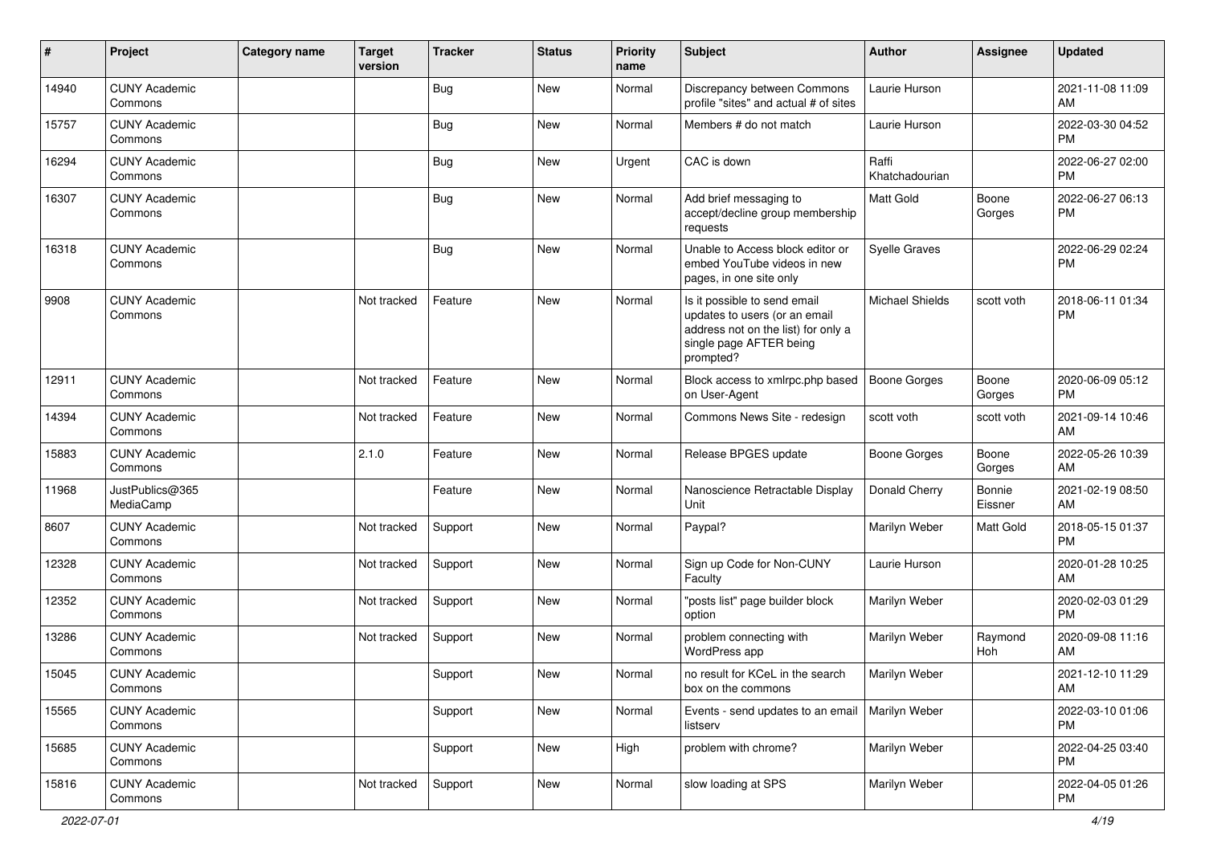| # | Project | Category name | Target version | Tracker | Status | Priority name | Subject | Author | Assignee | Updated |
|---|---|---|---|---|---|---|---|---|---|---|
| 14940 | CUNY Academic Commons | | | Bug | New | Normal | Discrepancy between Commons profile "sites" and actual # of sites | Laurie Hurson | | 2021-11-08 11:09 AM |
| 15757 | CUNY Academic Commons | | | Bug | New | Normal | Members # do not match | Laurie Hurson | | 2022-03-30 04:52 PM |
| 16294 | CUNY Academic Commons | | | Bug | New | Urgent | CAC is down | Raffi Khatchadourian | | 2022-06-27 02:00 PM |
| 16307 | CUNY Academic Commons | | | Bug | New | Normal | Add brief messaging to accept/decline group membership requests | Matt Gold | Boone Gorges | 2022-06-27 06:13 PM |
| 16318 | CUNY Academic Commons | | | Bug | New | Normal | Unable to Access block editor or embed YouTube videos in new pages, in one site only | Syelle Graves | | 2022-06-29 02:24 PM |
| 9908 | CUNY Academic Commons | | Not tracked | Feature | New | Normal | Is it possible to send email updates to users (or an email address not on the list) for only a single page AFTER being prompted? | Michael Shields | scott voth | 2018-06-11 01:34 PM |
| 12911 | CUNY Academic Commons | | Not tracked | Feature | New | Normal | Block access to xmlrpc.php based on User-Agent | Boone Gorges | Boone Gorges | 2020-06-09 05:12 PM |
| 14394 | CUNY Academic Commons | | Not tracked | Feature | New | Normal | Commons News Site - redesign | scott voth | scott voth | 2021-09-14 10:46 AM |
| 15883 | CUNY Academic Commons | | 2.1.0 | Feature | New | Normal | Release BPGES update | Boone Gorges | Boone Gorges | 2022-05-26 10:39 AM |
| 11968 | JustPublics@365 MediaCamp | | | Feature | New | Normal | Nanoscience Retractable Display Unit | Donald Cherry | Bonnie Eissner | 2021-02-19 08:50 AM |
| 8607 | CUNY Academic Commons | | Not tracked | Support | New | Normal | Paypal? | Marilyn Weber | Matt Gold | 2018-05-15 01:37 PM |
| 12328 | CUNY Academic Commons | | Not tracked | Support | New | Normal | Sign up Code for Non-CUNY Faculty | Laurie Hurson | | 2020-01-28 10:25 AM |
| 12352 | CUNY Academic Commons | | Not tracked | Support | New | Normal | "posts list" page builder block option | Marilyn Weber | | 2020-02-03 01:29 PM |
| 13286 | CUNY Academic Commons | | Not tracked | Support | New | Normal | problem connecting with WordPress app | Marilyn Weber | Raymond Hoh | 2020-09-08 11:16 AM |
| 15045 | CUNY Academic Commons | | | Support | New | Normal | no result for KCeL in the search box on the commons | Marilyn Weber | | 2021-12-10 11:29 AM |
| 15565 | CUNY Academic Commons | | | Support | New | Normal | Events - send updates to an email listserv | Marilyn Weber | | 2022-03-10 01:06 PM |
| 15685 | CUNY Academic Commons | | | Support | New | High | problem with chrome? | Marilyn Weber | | 2022-04-25 03:40 PM |
| 15816 | CUNY Academic Commons | | Not tracked | Support | New | Normal | slow loading at SPS | Marilyn Weber | | 2022-04-05 01:26 PM |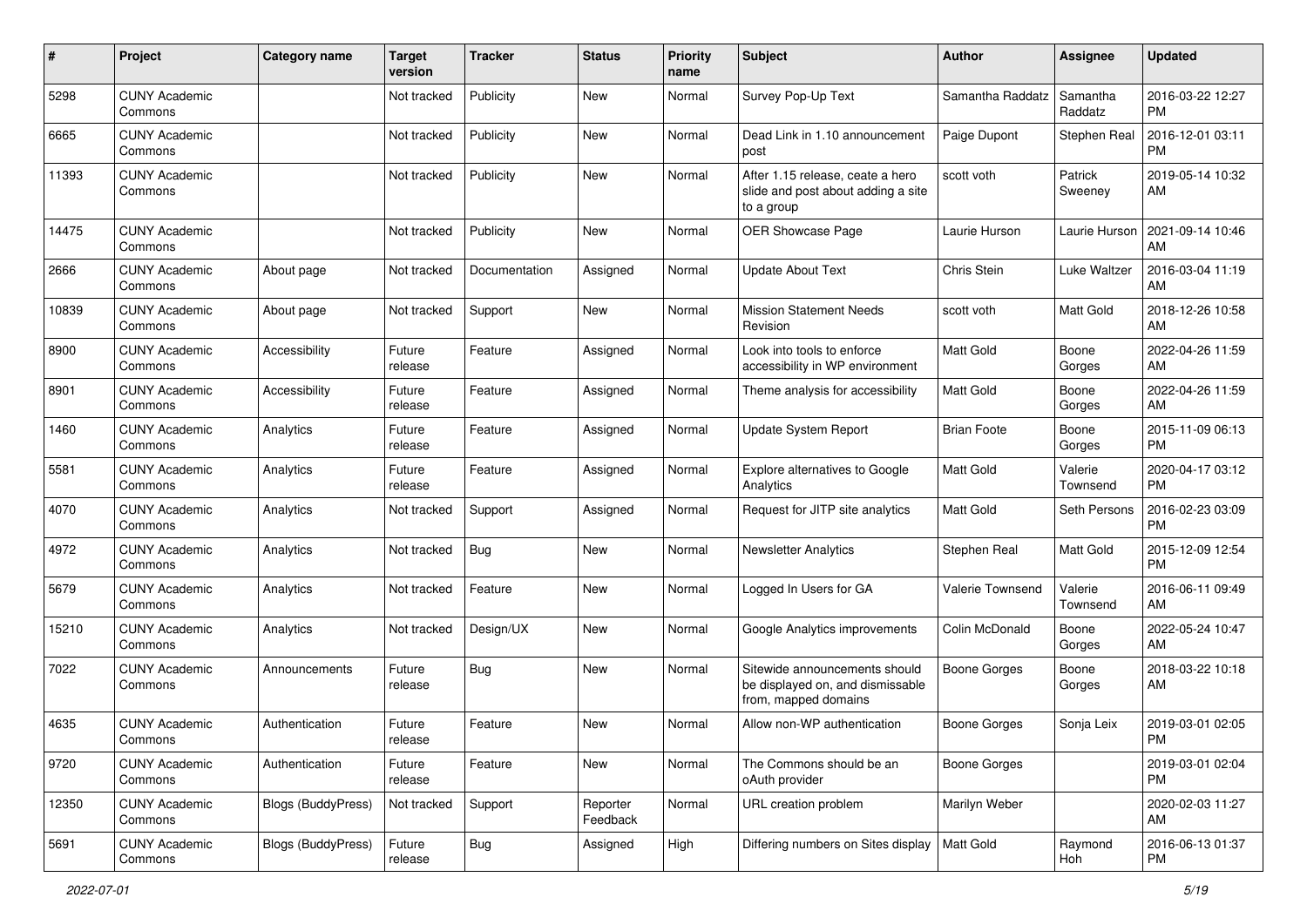| # | Project | Category name | Target version | Tracker | Status | Priority name | Subject | Author | Assignee | Updated |
|---|---|---|---|---|---|---|---|---|---|---|
| 5298 | CUNY Academic Commons | | Not tracked | Publicity | New | Normal | Survey Pop-Up Text | Samantha Raddatz | Samantha Raddatz | 2016-03-22 12:27 PM |
| 6665 | CUNY Academic Commons | | Not tracked | Publicity | New | Normal | Dead Link in 1.10 announcement post | Paige Dupont | Stephen Real | 2016-12-01 03:11 PM |
| 11393 | CUNY Academic Commons | | Not tracked | Publicity | New | Normal | After 1.15 release, ceate a hero slide and post about adding a site to a group | scott voth | Patrick Sweeney | 2019-05-14 10:32 AM |
| 14475 | CUNY Academic Commons | | Not tracked | Publicity | New | Normal | OER Showcase Page | Laurie Hurson | Laurie Hurson | 2021-09-14 10:46 AM |
| 2666 | CUNY Academic Commons | About page | Not tracked | Documentation | Assigned | Normal | Update About Text | Chris Stein | Luke Waltzer | 2016-03-04 11:19 AM |
| 10839 | CUNY Academic Commons | About page | Not tracked | Support | New | Normal | Mission Statement Needs Revision | scott voth | Matt Gold | 2018-12-26 10:58 AM |
| 8900 | CUNY Academic Commons | Accessibility | Future release | Feature | Assigned | Normal | Look into tools to enforce accessibility in WP environment | Matt Gold | Boone Gorges | 2022-04-26 11:59 AM |
| 8901 | CUNY Academic Commons | Accessibility | Future release | Feature | Assigned | Normal | Theme analysis for accessibility | Matt Gold | Boone Gorges | 2022-04-26 11:59 AM |
| 1460 | CUNY Academic Commons | Analytics | Future release | Feature | Assigned | Normal | Update System Report | Brian Foote | Boone Gorges | 2015-11-09 06:13 PM |
| 5581 | CUNY Academic Commons | Analytics | Future release | Feature | Assigned | Normal | Explore alternatives to Google Analytics | Matt Gold | Valerie Townsend | 2020-04-17 03:12 PM |
| 4070 | CUNY Academic Commons | Analytics | Not tracked | Support | Assigned | Normal | Request for JITP site analytics | Matt Gold | Seth Persons | 2016-02-23 03:09 PM |
| 4972 | CUNY Academic Commons | Analytics | Not tracked | Bug | New | Normal | Newsletter Analytics | Stephen Real | Matt Gold | 2015-12-09 12:54 PM |
| 5679 | CUNY Academic Commons | Analytics | Not tracked | Feature | New | Normal | Logged In Users for GA | Valerie Townsend | Valerie Townsend | 2016-06-11 09:49 AM |
| 15210 | CUNY Academic Commons | Analytics | Not tracked | Design/UX | New | Normal | Google Analytics improvements | Colin McDonald | Boone Gorges | 2022-05-24 10:47 AM |
| 7022 | CUNY Academic Commons | Announcements | Future release | Bug | New | Normal | Sitewide announcements should be displayed on, and dismissable from, mapped domains | Boone Gorges | Boone Gorges | 2018-03-22 10:18 AM |
| 4635 | CUNY Academic Commons | Authentication | Future release | Feature | New | Normal | Allow non-WP authentication | Boone Gorges | Sonja Leix | 2019-03-01 02:05 PM |
| 9720 | CUNY Academic Commons | Authentication | Future release | Feature | New | Normal | The Commons should be an oAuth provider | Boone Gorges | | 2019-03-01 02:04 PM |
| 12350 | CUNY Academic Commons | Blogs (BuddyPress) | Not tracked | Support | Reporter Feedback | Normal | URL creation problem | Marilyn Weber | | 2020-02-03 11:27 AM |
| 5691 | CUNY Academic Commons | Blogs (BuddyPress) | Future release | Bug | Assigned | High | Differing numbers on Sites display | Matt Gold | Raymond Hoh | 2016-06-13 01:37 PM |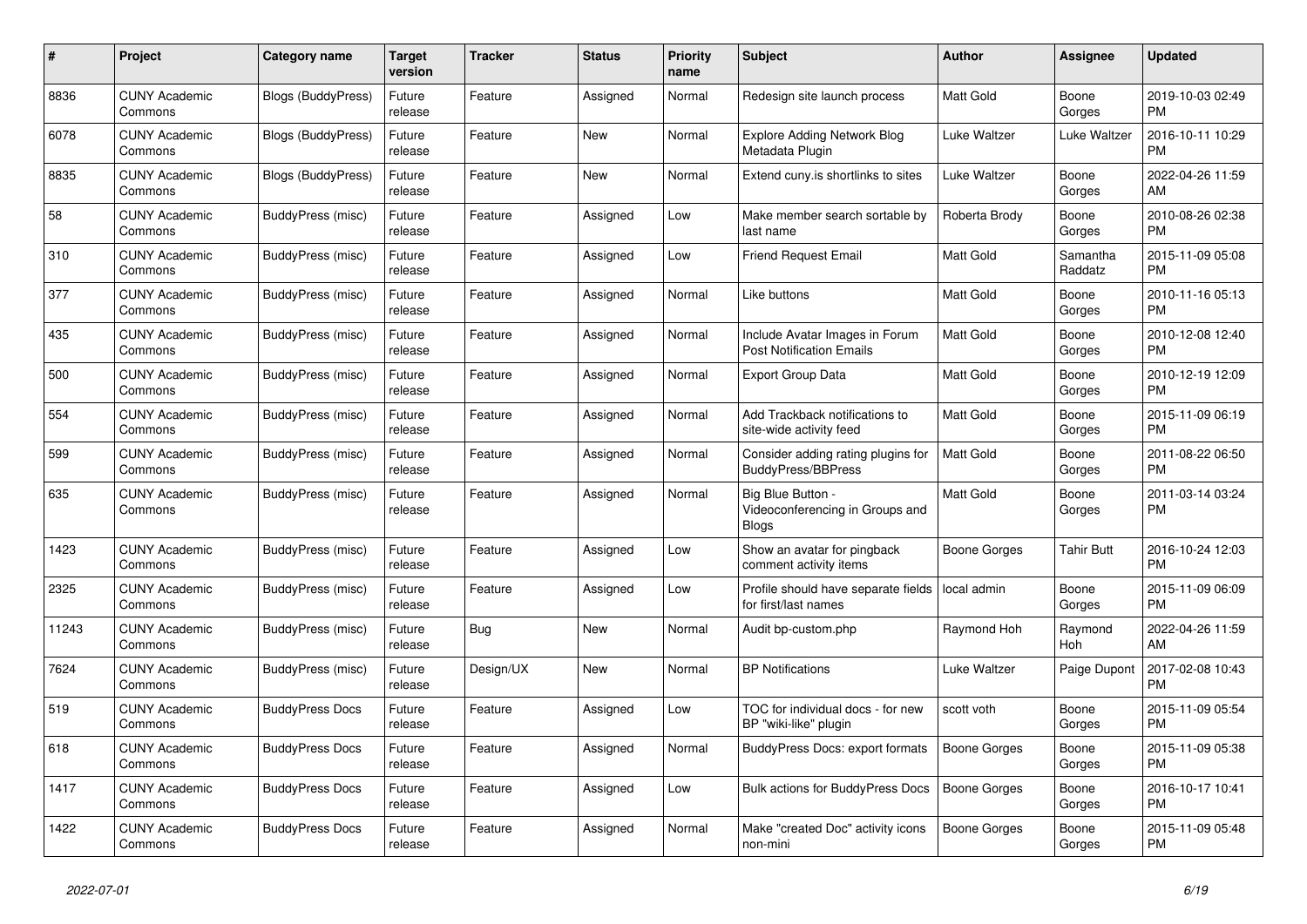| # | Project | Category name | Target version | Tracker | Status | Priority name | Subject | Author | Assignee | Updated |
|---|---|---|---|---|---|---|---|---|---|---|
| 8836 | CUNY Academic Commons | Blogs (BuddyPress) | Future release | Feature | Assigned | Normal | Redesign site launch process | Matt Gold | Boone Gorges | 2019-10-03 02:49 PM |
| 6078 | CUNY Academic Commons | Blogs (BuddyPress) | Future release | Feature | New | Normal | Explore Adding Network Blog Metadata Plugin | Luke Waltzer | Luke Waltzer | 2016-10-11 10:29 PM |
| 8835 | CUNY Academic Commons | Blogs (BuddyPress) | Future release | Feature | New | Normal | Extend cuny.is shortlinks to sites | Luke Waltzer | Boone Gorges | 2022-04-26 11:59 AM |
| 58 | CUNY Academic Commons | BuddyPress (misc) | Future release | Feature | Assigned | Low | Make member search sortable by last name | Roberta Brody | Boone Gorges | 2010-08-26 02:38 PM |
| 310 | CUNY Academic Commons | BuddyPress (misc) | Future release | Feature | Assigned | Low | Friend Request Email | Matt Gold | Samantha Raddatz | 2015-11-09 05:08 PM |
| 377 | CUNY Academic Commons | BuddyPress (misc) | Future release | Feature | Assigned | Normal | Like buttons | Matt Gold | Boone Gorges | 2010-11-16 05:13 PM |
| 435 | CUNY Academic Commons | BuddyPress (misc) | Future release | Feature | Assigned | Normal | Include Avatar Images in Forum Post Notification Emails | Matt Gold | Boone Gorges | 2010-12-08 12:40 PM |
| 500 | CUNY Academic Commons | BuddyPress (misc) | Future release | Feature | Assigned | Normal | Export Group Data | Matt Gold | Boone Gorges | 2010-12-19 12:09 PM |
| 554 | CUNY Academic Commons | BuddyPress (misc) | Future release | Feature | Assigned | Normal | Add Trackback notifications to site-wide activity feed | Matt Gold | Boone Gorges | 2015-11-09 06:19 PM |
| 599 | CUNY Academic Commons | BuddyPress (misc) | Future release | Feature | Assigned | Normal | Consider adding rating plugins for BuddyPress/BBPress | Matt Gold | Boone Gorges | 2011-08-22 06:50 PM |
| 635 | CUNY Academic Commons | BuddyPress (misc) | Future release | Feature | Assigned | Normal | Big Blue Button - Videoconferencing in Groups and Blogs | Matt Gold | Boone Gorges | 2011-03-14 03:24 PM |
| 1423 | CUNY Academic Commons | BuddyPress (misc) | Future release | Feature | Assigned | Low | Show an avatar for pingback comment activity items | Boone Gorges | Tahir Butt | 2016-10-24 12:03 PM |
| 2325 | CUNY Academic Commons | BuddyPress (misc) | Future release | Feature | Assigned | Low | Profile should have separate fields for first/last names | local admin | Boone Gorges | 2015-11-09 06:09 PM |
| 11243 | CUNY Academic Commons | BuddyPress (misc) | Future release | Bug | New | Normal | Audit bp-custom.php | Raymond Hoh | Raymond Hoh | 2022-04-26 11:59 AM |
| 7624 | CUNY Academic Commons | BuddyPress (misc) | Future release | Design/UX | New | Normal | BP Notifications | Luke Waltzer | Paige Dupont | 2017-02-08 10:43 PM |
| 519 | CUNY Academic Commons | BuddyPress Docs | Future release | Feature | Assigned | Low | TOC for individual docs - for new BP "wiki-like" plugin | scott voth | Boone Gorges | 2015-11-09 05:54 PM |
| 618 | CUNY Academic Commons | BuddyPress Docs | Future release | Feature | Assigned | Normal | BuddyPress Docs: export formats | Boone Gorges | Boone Gorges | 2015-11-09 05:38 PM |
| 1417 | CUNY Academic Commons | BuddyPress Docs | Future release | Feature | Assigned | Low | Bulk actions for BuddyPress Docs | Boone Gorges | Boone Gorges | 2016-10-17 10:41 PM |
| 1422 | CUNY Academic Commons | BuddyPress Docs | Future release | Feature | Assigned | Normal | Make "created Doc" activity icons non-mini | Boone Gorges | Boone Gorges | 2015-11-09 05:48 PM |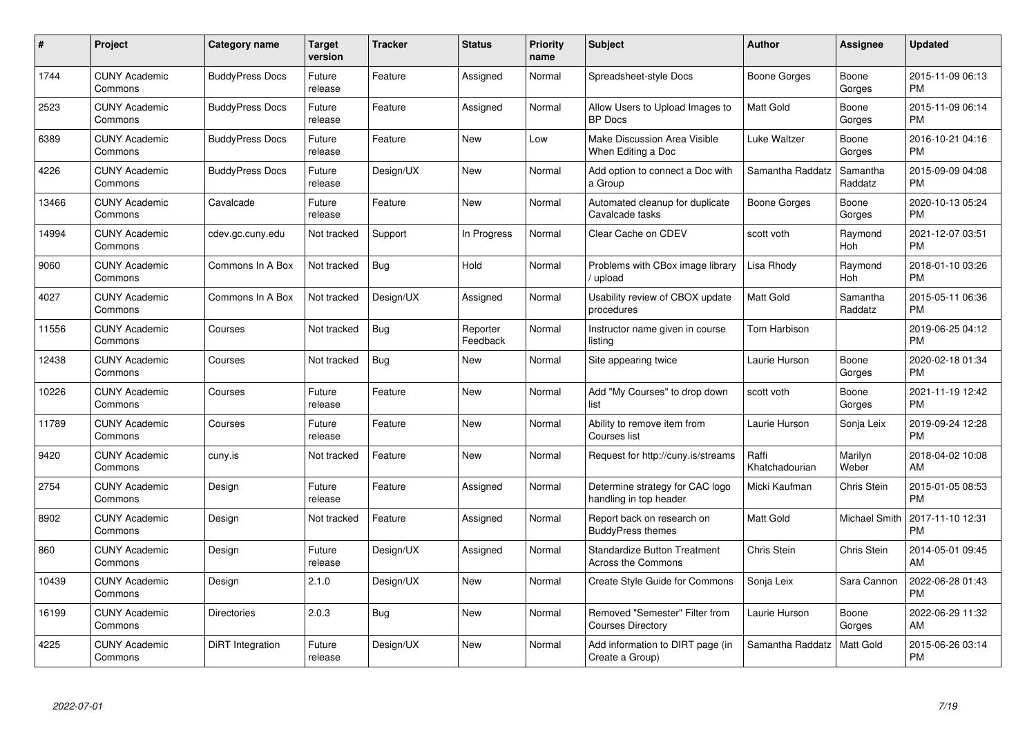| # | Project | Category name | Target version | Tracker | Status | Priority name | Subject | Author | Assignee | Updated |
|---|---|---|---|---|---|---|---|---|---|---|
| 1744 | CUNY Academic Commons | BuddyPress Docs | Future release | Feature | Assigned | Normal | Spreadsheet-style Docs | Boone Gorges | Boone Gorges | 2015-11-09 06:13 PM |
| 2523 | CUNY Academic Commons | BuddyPress Docs | Future release | Feature | Assigned | Normal | Allow Users to Upload Images to BP Docs | Matt Gold | Boone Gorges | 2015-11-09 06:14 PM |
| 6389 | CUNY Academic Commons | BuddyPress Docs | Future release | Feature | New | Low | Make Discussion Area Visible When Editing a Doc | Luke Waltzer | Boone Gorges | 2016-10-21 04:16 PM |
| 4226 | CUNY Academic Commons | BuddyPress Docs | Future release | Design/UX | New | Normal | Add option to connect a Doc with a Group | Samantha Raddatz | Samantha Raddatz | 2015-09-09 04:08 PM |
| 13466 | CUNY Academic Commons | Cavalcade | Future release | Feature | New | Normal | Automated cleanup for duplicate Cavalcade tasks | Boone Gorges | Boone Gorges | 2020-10-13 05:24 PM |
| 14994 | CUNY Academic Commons | cdev.gc.cuny.edu | Not tracked | Support | In Progress | Normal | Clear Cache on CDEV | scott voth | Raymond Hoh | 2021-12-07 03:51 PM |
| 9060 | CUNY Academic Commons | Commons In A Box | Not tracked | Bug | Hold | Normal | Problems with CBox image library / upload | Lisa Rhody | Raymond Hoh | 2018-01-10 03:26 PM |
| 4027 | CUNY Academic Commons | Commons In A Box | Not tracked | Design/UX | Assigned | Normal | Usability review of CBOX update procedures | Matt Gold | Samantha Raddatz | 2015-05-11 06:36 PM |
| 11556 | CUNY Academic Commons | Courses | Not tracked | Bug | Reporter Feedback | Normal | Instructor name given in course listing | Tom Harbison | | 2019-06-25 04:12 PM |
| 12438 | CUNY Academic Commons | Courses | Not tracked | Bug | New | Normal | Site appearing twice | Laurie Hurson | Boone Gorges | 2020-02-18 01:34 PM |
| 10226 | CUNY Academic Commons | Courses | Future release | Feature | New | Normal | Add "My Courses" to drop down list | scott voth | Boone Gorges | 2021-11-19 12:42 PM |
| 11789 | CUNY Academic Commons | Courses | Future release | Feature | New | Normal | Ability to remove item from Courses list | Laurie Hurson | Sonja Leix | 2019-09-24 12:28 PM |
| 9420 | CUNY Academic Commons | cuny.is | Not tracked | Feature | New | Normal | Request for http://cuny.is/streams | Raffi Khatchadourian | Marilyn Weber | 2018-04-02 10:08 AM |
| 2754 | CUNY Academic Commons | Design | Future release | Feature | Assigned | Normal | Determine strategy for CAC logo handling in top header | Micki Kaufman | Chris Stein | 2015-01-05 08:53 PM |
| 8902 | CUNY Academic Commons | Design | Not tracked | Feature | Assigned | Normal | Report back on research on BuddyPress themes | Matt Gold | Michael Smith | 2017-11-10 12:31 PM |
| 860 | CUNY Academic Commons | Design | Future release | Design/UX | Assigned | Normal | Standardize Button Treatment Across the Commons | Chris Stein | Chris Stein | 2014-05-01 09:45 AM |
| 10439 | CUNY Academic Commons | Design | 2.1.0 | Design/UX | New | Normal | Create Style Guide for Commons | Sonja Leix | Sara Cannon | 2022-06-28 01:43 PM |
| 16199 | CUNY Academic Commons | Directories | 2.0.3 | Bug | New | Normal | Removed "Semester" Filter from Courses Directory | Laurie Hurson | Boone Gorges | 2022-06-29 11:32 AM |
| 4225 | CUNY Academic Commons | DiRT Integration | Future release | Design/UX | New | Normal | Add information to DIRT page (in Create a Group) | Samantha Raddatz | Matt Gold | 2015-06-26 03:14 PM |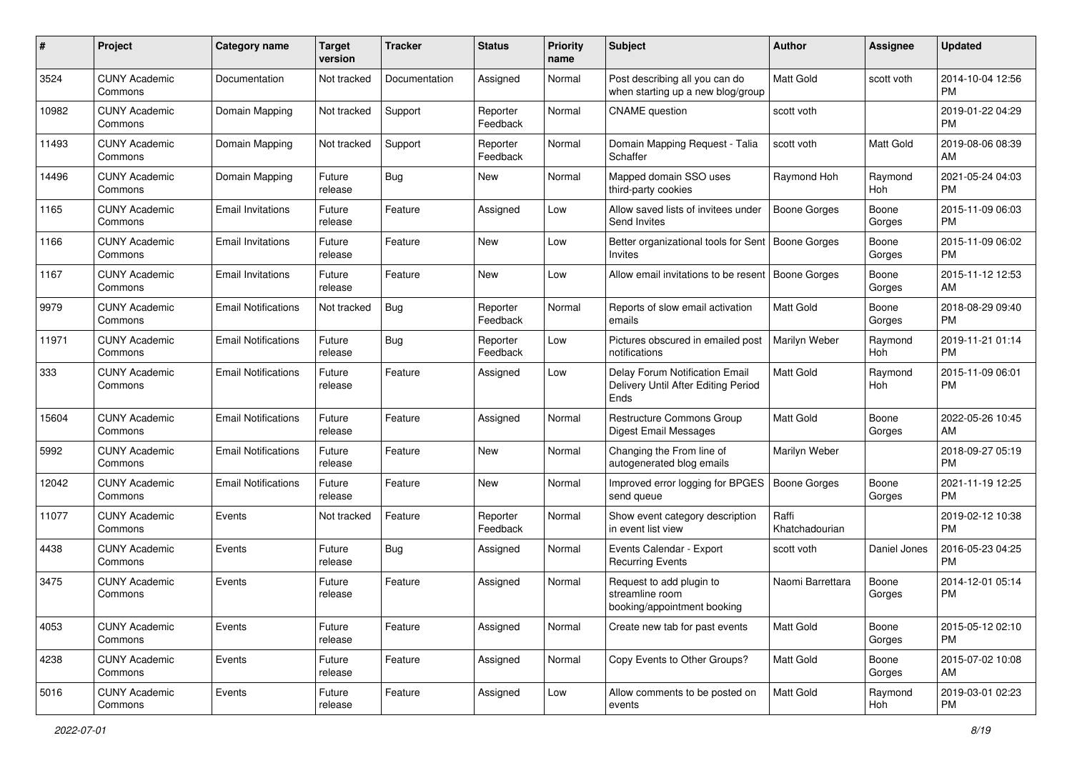| # | Project | Category name | Target version | Tracker | Status | Priority name | Subject | Author | Assignee | Updated |
|---|---|---|---|---|---|---|---|---|---|---|
| 3524 | CUNY Academic Commons | Documentation | Not tracked | Documentation | Assigned | Normal | Post describing all you can do when starting up a new blog/group | Matt Gold | scott voth | 2014-10-04 12:56 PM |
| 10982 | CUNY Academic Commons | Domain Mapping | Not tracked | Support | Reporter Feedback | Normal | CNAME question | scott voth | | 2019-01-22 04:29 PM |
| 11493 | CUNY Academic Commons | Domain Mapping | Not tracked | Support | Reporter Feedback | Normal | Domain Mapping Request - Talia Schaffer | scott voth | Matt Gold | 2019-08-06 08:39 AM |
| 14496 | CUNY Academic Commons | Domain Mapping | Future release | Bug | New | Normal | Mapped domain SSO uses third-party cookies | Raymond Hoh | Raymond Hoh | 2021-05-24 04:03 PM |
| 1165 | CUNY Academic Commons | Email Invitations | Future release | Feature | Assigned | Low | Allow saved lists of invitees under Send Invites | Boone Gorges | Boone Gorges | 2015-11-09 06:03 PM |
| 1166 | CUNY Academic Commons | Email Invitations | Future release | Feature | New | Low | Better organizational tools for Sent Invites | Boone Gorges | Boone Gorges | 2015-11-09 06:02 PM |
| 1167 | CUNY Academic Commons | Email Invitations | Future release | Feature | New | Low | Allow email invitations to be resent | Boone Gorges | Boone Gorges | 2015-11-12 12:53 AM |
| 9979 | CUNY Academic Commons | Email Notifications | Not tracked | Bug | Reporter Feedback | Normal | Reports of slow email activation emails | Matt Gold | Boone Gorges | 2018-08-29 09:40 PM |
| 11971 | CUNY Academic Commons | Email Notifications | Future release | Bug | Reporter Feedback | Low | Pictures obscured in emailed post notifications | Marilyn Weber | Raymond Hoh | 2019-11-21 01:14 PM |
| 333 | CUNY Academic Commons | Email Notifications | Future release | Feature | Assigned | Low | Delay Forum Notification Email Delivery Until After Editing Period Ends | Matt Gold | Raymond Hoh | 2015-11-09 06:01 PM |
| 15604 | CUNY Academic Commons | Email Notifications | Future release | Feature | Assigned | Normal | Restructure Commons Group Digest Email Messages | Matt Gold | Boone Gorges | 2022-05-26 10:45 AM |
| 5992 | CUNY Academic Commons | Email Notifications | Future release | Feature | New | Normal | Changing the From line of autogenerated blog emails | Marilyn Weber | | 2018-09-27 05:19 PM |
| 12042 | CUNY Academic Commons | Email Notifications | Future release | Feature | New | Normal | Improved error logging for BPGES send queue | Boone Gorges | Boone Gorges | 2021-11-19 12:25 PM |
| 11077 | CUNY Academic Commons | Events | Not tracked | Feature | Reporter Feedback | Normal | Show event category description in event list view | Raffi Khatchadourian | | 2019-02-12 10:38 PM |
| 4438 | CUNY Academic Commons | Events | Future release | Bug | Assigned | Normal | Events Calendar - Export Recurring Events | scott voth | Daniel Jones | 2016-05-23 04:25 PM |
| 3475 | CUNY Academic Commons | Events | Future release | Feature | Assigned | Normal | Request to add plugin to streamline room booking/appointment booking | Naomi Barrettara | Boone Gorges | 2014-12-01 05:14 PM |
| 4053 | CUNY Academic Commons | Events | Future release | Feature | Assigned | Normal | Create new tab for past events | Matt Gold | Boone Gorges | 2015-05-12 02:10 PM |
| 4238 | CUNY Academic Commons | Events | Future release | Feature | Assigned | Normal | Copy Events to Other Groups? | Matt Gold | Boone Gorges | 2015-07-02 10:08 AM |
| 5016 | CUNY Academic Commons | Events | Future release | Feature | Assigned | Low | Allow comments to be posted on events | Matt Gold | Raymond Hoh | 2019-03-01 02:23 PM |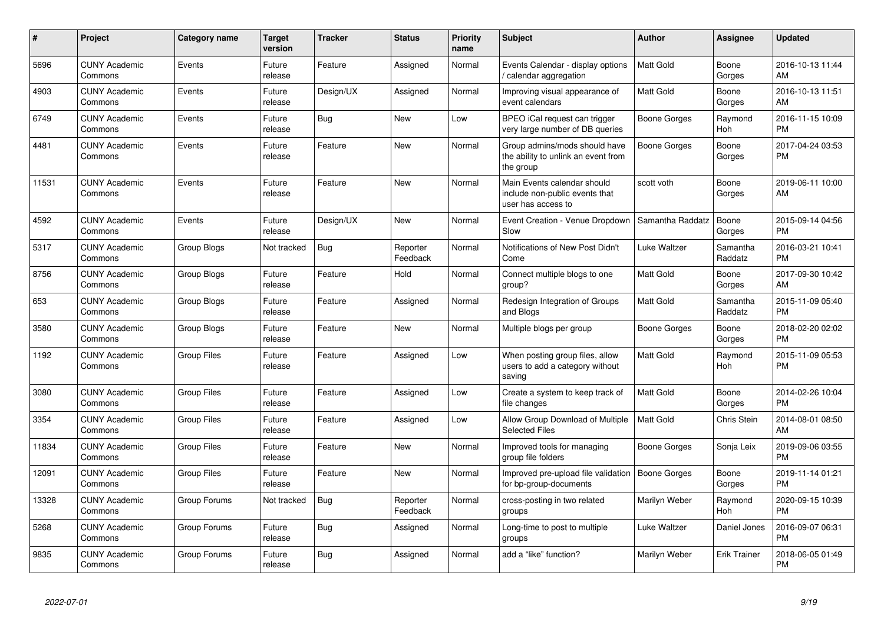| # | Project | Category name | Target version | Tracker | Status | Priority name | Subject | Author | Assignee | Updated |
|---|---|---|---|---|---|---|---|---|---|---|
| 5696 | CUNY Academic Commons | Events | Future release | Feature | Assigned | Normal | Events Calendar - display options / calendar aggregation | Matt Gold | Boone Gorges | 2016-10-13 11:44 AM |
| 4903 | CUNY Academic Commons | Events | Future release | Design/UX | Assigned | Normal | Improving visual appearance of event calendars | Matt Gold | Boone Gorges | 2016-10-13 11:51 AM |
| 6749 | CUNY Academic Commons | Events | Future release | Bug | New | Low | BPEO iCal request can trigger very large number of DB queries | Boone Gorges | Raymond Hoh | 2016-11-15 10:09 PM |
| 4481 | CUNY Academic Commons | Events | Future release | Feature | New | Normal | Group admins/mods should have the ability to unlink an event from the group | Boone Gorges | Boone Gorges | 2017-04-24 03:53 PM |
| 11531 | CUNY Academic Commons | Events | Future release | Feature | New | Normal | Main Events calendar should include non-public events that user has access to | scott voth | Boone Gorges | 2019-06-11 10:00 AM |
| 4592 | CUNY Academic Commons | Events | Future release | Design/UX | New | Normal | Event Creation - Venue Dropdown Slow | Samantha Raddatz | Boone Gorges | 2015-09-14 04:56 PM |
| 5317 | CUNY Academic Commons | Group Blogs | Not tracked | Bug | Reporter Feedback | Normal | Notifications of New Post Didn't Come | Luke Waltzer | Samantha Raddatz | 2016-03-21 10:41 PM |
| 8756 | CUNY Academic Commons | Group Blogs | Future release | Feature | Hold | Normal | Connect multiple blogs to one group? | Matt Gold | Boone Gorges | 2017-09-30 10:42 AM |
| 653 | CUNY Academic Commons | Group Blogs | Future release | Feature | Assigned | Normal | Redesign Integration of Groups and Blogs | Matt Gold | Samantha Raddatz | 2015-11-09 05:40 PM |
| 3580 | CUNY Academic Commons | Group Blogs | Future release | Feature | New | Normal | Multiple blogs per group | Boone Gorges | Boone Gorges | 2018-02-20 02:02 PM |
| 1192 | CUNY Academic Commons | Group Files | Future release | Feature | Assigned | Low | When posting group files, allow users to add a category without saving | Matt Gold | Raymond Hoh | 2015-11-09 05:53 PM |
| 3080 | CUNY Academic Commons | Group Files | Future release | Feature | Assigned | Low | Create a system to keep track of file changes | Matt Gold | Boone Gorges | 2014-02-26 10:04 PM |
| 3354 | CUNY Academic Commons | Group Files | Future release | Feature | Assigned | Low | Allow Group Download of Multiple Selected Files | Matt Gold | Chris Stein | 2014-08-01 08:50 AM |
| 11834 | CUNY Academic Commons | Group Files | Future release | Feature | New | Normal | Improved tools for managing group file folders | Boone Gorges | Sonja Leix | 2019-09-06 03:55 PM |
| 12091 | CUNY Academic Commons | Group Files | Future release | Feature | New | Normal | Improved pre-upload file validation for bp-group-documents | Boone Gorges | Boone Gorges | 2019-11-14 01:21 PM |
| 13328 | CUNY Academic Commons | Group Forums | Not tracked | Bug | Reporter Feedback | Normal | cross-posting in two related groups | Marilyn Weber | Raymond Hoh | 2020-09-15 10:39 PM |
| 5268 | CUNY Academic Commons | Group Forums | Future release | Bug | Assigned | Normal | Long-time to post to multiple groups | Luke Waltzer | Daniel Jones | 2016-09-07 06:31 PM |
| 9835 | CUNY Academic Commons | Group Forums | Future release | Bug | Assigned | Normal | add a "like" function? | Marilyn Weber | Erik Trainer | 2018-06-05 01:49 PM |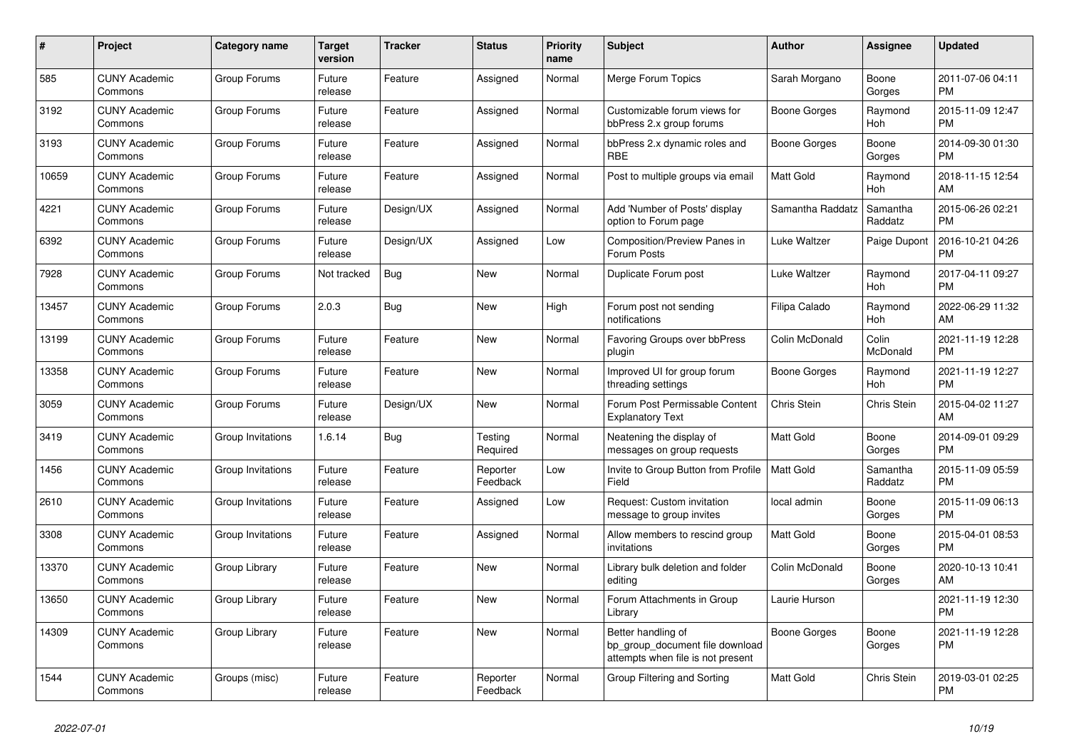| # | Project | Category name | Target version | Tracker | Status | Priority name | Subject | Author | Assignee | Updated |
|---|---|---|---|---|---|---|---|---|---|---|
| 585 | CUNY Academic Commons | Group Forums | Future release | Feature | Assigned | Normal | Merge Forum Topics | Sarah Morgano | Boone Gorges | 2011-07-06 04:11 PM |
| 3192 | CUNY Academic Commons | Group Forums | Future release | Feature | Assigned | Normal | Customizable forum views for bbPress 2.x group forums | Boone Gorges | Raymond Hoh | 2015-11-09 12:47 PM |
| 3193 | CUNY Academic Commons | Group Forums | Future release | Feature | Assigned | Normal | bbPress 2.x dynamic roles and RBE | Boone Gorges | Boone Gorges | 2014-09-30 01:30 PM |
| 10659 | CUNY Academic Commons | Group Forums | Future release | Feature | Assigned | Normal | Post to multiple groups via email | Matt Gold | Raymond Hoh | 2018-11-15 12:54 AM |
| 4221 | CUNY Academic Commons | Group Forums | Future release | Design/UX | Assigned | Normal | Add 'Number of Posts' display option to Forum page | Samantha Raddatz | Samantha Raddatz | 2015-06-26 02:21 PM |
| 6392 | CUNY Academic Commons | Group Forums | Future release | Design/UX | Assigned | Low | Composition/Preview Panes in Forum Posts | Luke Waltzer | Paige Dupont | 2016-10-21 04:26 PM |
| 7928 | CUNY Academic Commons | Group Forums | Not tracked | Bug | New | Normal | Duplicate Forum post | Luke Waltzer | Raymond Hoh | 2017-04-11 09:27 PM |
| 13457 | CUNY Academic Commons | Group Forums | 2.0.3 | Bug | New | High | Forum post not sending notifications | Filipa Calado | Raymond Hoh | 2022-06-29 11:32 AM |
| 13199 | CUNY Academic Commons | Group Forums | Future release | Feature | New | Normal | Favoring Groups over bbPress plugin | Colin McDonald | Colin McDonald | 2021-11-19 12:28 PM |
| 13358 | CUNY Academic Commons | Group Forums | Future release | Feature | New | Normal | Improved UI for group forum threading settings | Boone Gorges | Raymond Hoh | 2021-11-19 12:27 PM |
| 3059 | CUNY Academic Commons | Group Forums | Future release | Design/UX | New | Normal | Forum Post Permissable Content Explanatory Text | Chris Stein | Chris Stein | 2015-04-02 11:27 AM |
| 3419 | CUNY Academic Commons | Group Invitations | 1.6.14 | Bug | Testing Required | Normal | Neatening the display of messages on group requests | Matt Gold | Boone Gorges | 2014-09-01 09:29 PM |
| 1456 | CUNY Academic Commons | Group Invitations | Future release | Feature | Reporter Feedback | Low | Invite to Group Button from Profile Field | Matt Gold | Samantha Raddatz | 2015-11-09 05:59 PM |
| 2610 | CUNY Academic Commons | Group Invitations | Future release | Feature | Assigned | Low | Request: Custom invitation message to group invites | local admin | Boone Gorges | 2015-11-09 06:13 PM |
| 3308 | CUNY Academic Commons | Group Invitations | Future release | Feature | Assigned | Normal | Allow members to rescind group invitations | Matt Gold | Boone Gorges | 2015-04-01 08:53 PM |
| 13370 | CUNY Academic Commons | Group Library | Future release | Feature | New | Normal | Library bulk deletion and folder editing | Colin McDonald | Boone Gorges | 2020-10-13 10:41 AM |
| 13650 | CUNY Academic Commons | Group Library | Future release | Feature | New | Normal | Forum Attachments in Group Library | Laurie Hurson | | 2021-11-19 12:30 PM |
| 14309 | CUNY Academic Commons | Group Library | Future release | Feature | New | Normal | Better handling of bp_group_document file download attempts when file is not present | Boone Gorges | Boone Gorges | 2021-11-19 12:28 PM |
| 1544 | CUNY Academic Commons | Groups (misc) | Future release | Feature | Reporter Feedback | Normal | Group Filtering and Sorting | Matt Gold | Chris Stein | 2019-03-01 02:25 PM |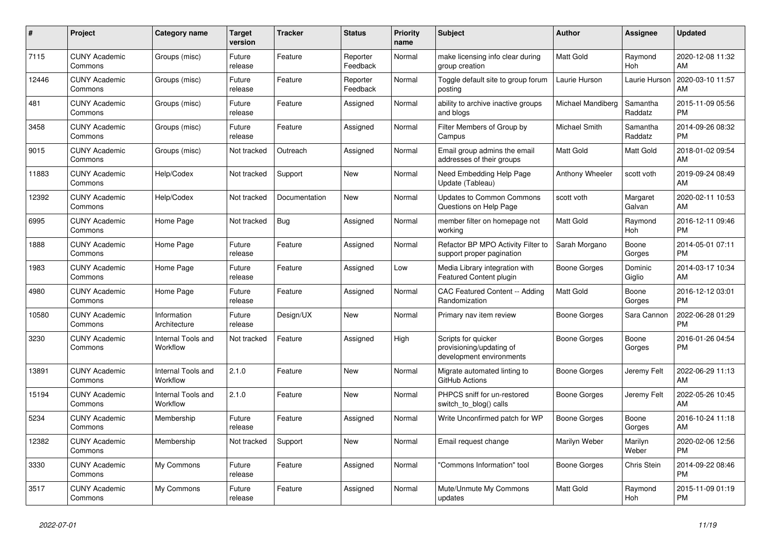| # | Project | Category name | Target version | Tracker | Status | Priority name | Subject | Author | Assignee | Updated |
|---|---|---|---|---|---|---|---|---|---|---|
| 7115 | CUNY Academic Commons | Groups (misc) | Future release | Feature | Reporter Feedback | Normal | make licensing info clear during group creation | Matt Gold | Raymond Hoh | 2020-12-08 11:32 AM |
| 12446 | CUNY Academic Commons | Groups (misc) | Future release | Feature | Reporter Feedback | Normal | Toggle default site to group forum posting | Laurie Hurson | Laurie Hurson | 2020-03-10 11:57 AM |
| 481 | CUNY Academic Commons | Groups (misc) | Future release | Feature | Assigned | Normal | ability to archive inactive groups and blogs | Michael Mandiberg | Samantha Raddatz | 2015-11-09 05:56 PM |
| 3458 | CUNY Academic Commons | Groups (misc) | Future release | Feature | Assigned | Normal | Filter Members of Group by Campus | Michael Smith | Samantha Raddatz | 2014-09-26 08:32 PM |
| 9015 | CUNY Academic Commons | Groups (misc) | Not tracked | Outreach | Assigned | Normal | Email group admins the email addresses of their groups | Matt Gold | Matt Gold | 2018-01-02 09:54 AM |
| 11883 | CUNY Academic Commons | Help/Codex | Not tracked | Support | New | Normal | Need Embedding Help Page Update (Tableau) | Anthony Wheeler | scott voth | 2019-09-24 08:49 AM |
| 12392 | CUNY Academic Commons | Help/Codex | Not tracked | Documentation | New | Normal | Updates to Common Commons Questions on Help Page | scott voth | Margaret Galvan | 2020-02-11 10:53 AM |
| 6995 | CUNY Academic Commons | Home Page | Not tracked | Bug | Assigned | Normal | member filter on homepage not working | Matt Gold | Raymond Hoh | 2016-12-11 09:46 PM |
| 1888 | CUNY Academic Commons | Home Page | Future release | Feature | Assigned | Normal | Refactor BP MPO Activity Filter to support proper pagination | Sarah Morgano | Boone Gorges | 2014-05-01 07:11 PM |
| 1983 | CUNY Academic Commons | Home Page | Future release | Feature | Assigned | Low | Media Library integration with Featured Content plugin | Boone Gorges | Dominic Giglio | 2014-03-17 10:34 AM |
| 4980 | CUNY Academic Commons | Home Page | Future release | Feature | Assigned | Normal | CAC Featured Content -- Adding Randomization | Matt Gold | Boone Gorges | 2016-12-12 03:01 PM |
| 10580 | CUNY Academic Commons | Information Architecture | Future release | Design/UX | New | Normal | Primary nav item review | Boone Gorges | Sara Cannon | 2022-06-28 01:29 PM |
| 3230 | CUNY Academic Commons | Internal Tools and Workflow | Not tracked | Feature | Assigned | High | Scripts for quicker provisioning/updating of development environments | Boone Gorges | Boone Gorges | 2016-01-26 04:54 PM |
| 13891 | CUNY Academic Commons | Internal Tools and Workflow | 2.1.0 | Feature | New | Normal | Migrate automated linting to GitHub Actions | Boone Gorges | Jeremy Felt | 2022-06-29 11:13 AM |
| 15194 | CUNY Academic Commons | Internal Tools and Workflow | 2.1.0 | Feature | New | Normal | PHPCS sniff for un-restored switch_to_blog() calls | Boone Gorges | Jeremy Felt | 2022-05-26 10:45 AM |
| 5234 | CUNY Academic Commons | Membership | Future release | Feature | Assigned | Normal | Write Unconfirmed patch for WP | Boone Gorges | Boone Gorges | 2016-10-24 11:18 AM |
| 12382 | CUNY Academic Commons | Membership | Not tracked | Support | New | Normal | Email request change | Marilyn Weber | Marilyn Weber | 2020-02-06 12:56 PM |
| 3330 | CUNY Academic Commons | My Commons | Future release | Feature | Assigned | Normal | "Commons Information" tool | Boone Gorges | Chris Stein | 2014-09-22 08:46 PM |
| 3517 | CUNY Academic Commons | My Commons | Future release | Feature | Assigned | Normal | Mute/Unmute My Commons updates | Matt Gold | Raymond Hoh | 2015-11-09 01:19 PM |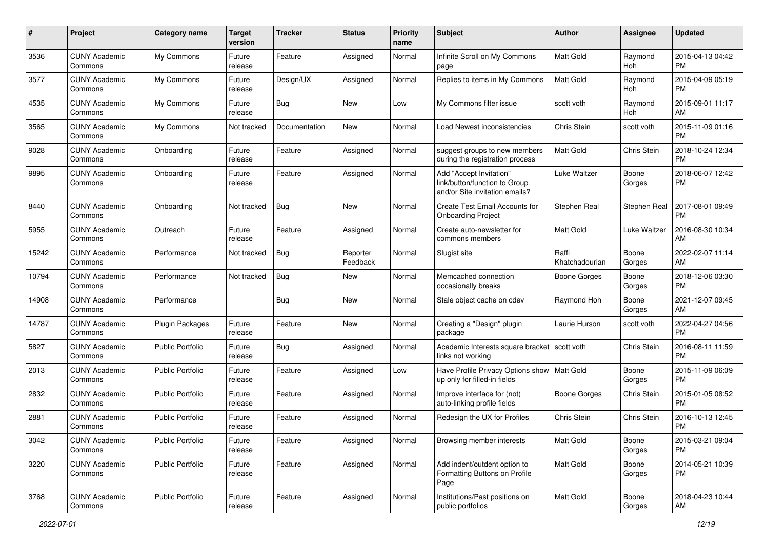| # | Project | Category name | Target version | Tracker | Status | Priority name | Subject | Author | Assignee | Updated |
|---|---|---|---|---|---|---|---|---|---|---|
| 3536 | CUNY Academic Commons | My Commons | Future release | Feature | Assigned | Normal | Infinite Scroll on My Commons page | Matt Gold | Raymond Hoh | 2015-04-13 04:42 PM |
| 3577 | CUNY Academic Commons | My Commons | Future release | Design/UX | Assigned | Normal | Replies to items in My Commons | Matt Gold | Raymond Hoh | 2015-04-09 05:19 PM |
| 4535 | CUNY Academic Commons | My Commons | Future release | Bug | New | Low | My Commons filter issue | scott voth | Raymond Hoh | 2015-09-01 11:17 AM |
| 3565 | CUNY Academic Commons | My Commons | Not tracked | Documentation | New | Normal | Load Newest inconsistencies | Chris Stein | scott voth | 2015-11-09 01:16 PM |
| 9028 | CUNY Academic Commons | Onboarding | Future release | Feature | Assigned | Normal | suggest groups to new members during the registration process | Matt Gold | Chris Stein | 2018-10-24 12:34 PM |
| 9895 | CUNY Academic Commons | Onboarding | Future release | Feature | Assigned | Normal | Add "Accept Invitation" link/button/function to Group and/or Site invitation emails? | Luke Waltzer | Boone Gorges | 2018-06-07 12:42 PM |
| 8440 | CUNY Academic Commons | Onboarding | Not tracked | Bug | New | Normal | Create Test Email Accounts for Onboarding Project | Stephen Real | Stephen Real | 2017-08-01 09:49 PM |
| 5955 | CUNY Academic Commons | Outreach | Future release | Feature | Assigned | Normal | Create auto-newsletter for commons members | Matt Gold | Luke Waltzer | 2016-08-30 10:34 AM |
| 15242 | CUNY Academic Commons | Performance | Not tracked | Bug | Reporter Feedback | Normal | Slugist site | Raffi Khatchadourian | Boone Gorges | 2022-02-07 11:14 AM |
| 10794 | CUNY Academic Commons | Performance | Not tracked | Bug | New | Normal | Memcached connection occasionally breaks | Boone Gorges | Boone Gorges | 2018-12-06 03:30 PM |
| 14908 | CUNY Academic Commons | Performance | | Bug | New | Normal | Stale object cache on cdev | Raymond Hoh | Boone Gorges | 2021-12-07 09:45 AM |
| 14787 | CUNY Academic Commons | Plugin Packages | Future release | Feature | New | Normal | Creating a "Design" plugin package | Laurie Hurson | scott voth | 2022-04-27 04:56 PM |
| 5827 | CUNY Academic Commons | Public Portfolio | Future release | Bug | Assigned | Normal | Academic Interests square bracket links not working | scott voth | Chris Stein | 2016-08-11 11:59 PM |
| 2013 | CUNY Academic Commons | Public Portfolio | Future release | Feature | Assigned | Low | Have Profile Privacy Options show up only for filled-in fields | Matt Gold | Boone Gorges | 2015-11-09 06:09 PM |
| 2832 | CUNY Academic Commons | Public Portfolio | Future release | Feature | Assigned | Normal | Improve interface for (not) auto-linking profile fields | Boone Gorges | Chris Stein | 2015-01-05 08:52 PM |
| 2881 | CUNY Academic Commons | Public Portfolio | Future release | Feature | Assigned | Normal | Redesign the UX for Profiles | Chris Stein | Chris Stein | 2016-10-13 12:45 PM |
| 3042 | CUNY Academic Commons | Public Portfolio | Future release | Feature | Assigned | Normal | Browsing member interests | Matt Gold | Boone Gorges | 2015-03-21 09:04 PM |
| 3220 | CUNY Academic Commons | Public Portfolio | Future release | Feature | Assigned | Normal | Add indent/outdent option to Formatting Buttons on Profile Page | Matt Gold | Boone Gorges | 2014-05-21 10:39 PM |
| 3768 | CUNY Academic Commons | Public Portfolio | Future release | Feature | Assigned | Normal | Institutions/Past positions on public portfolios | Matt Gold | Boone Gorges | 2018-04-23 10:44 AM |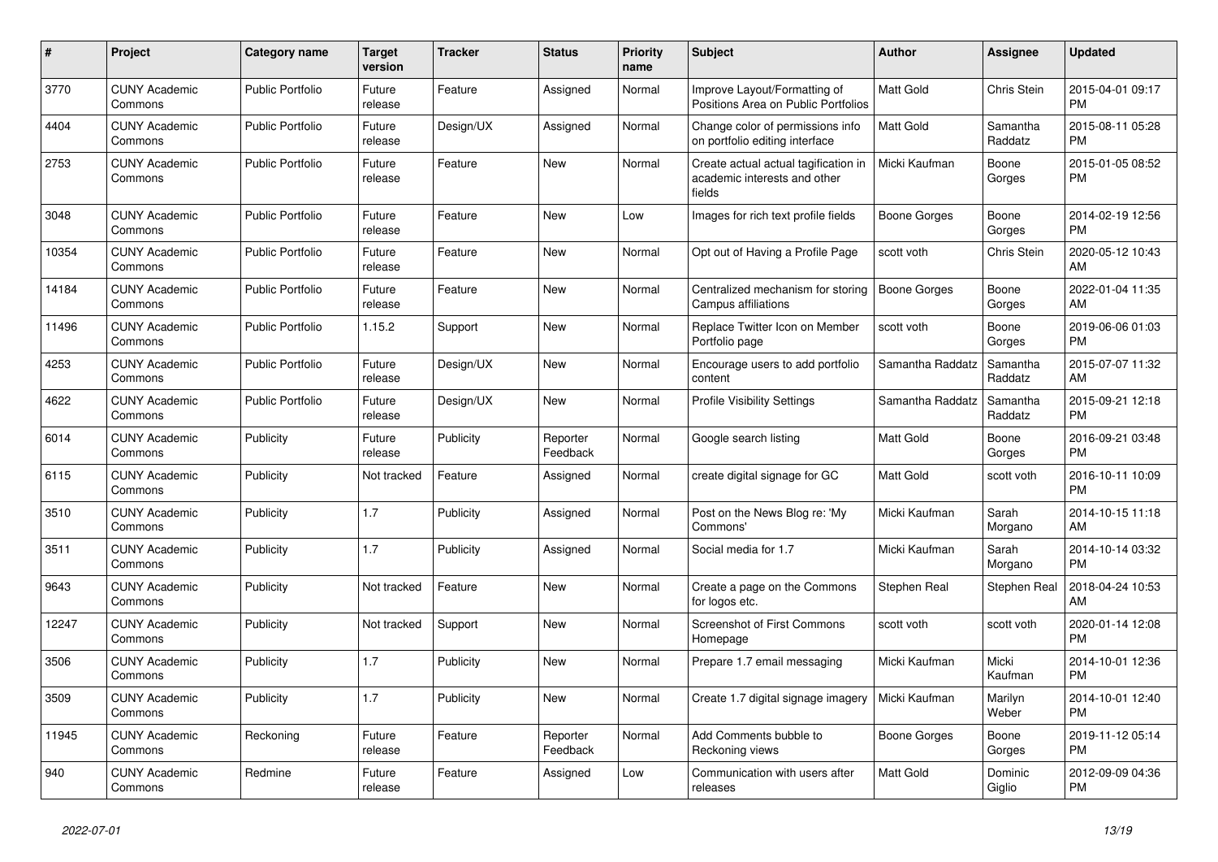| # | Project | Category name | Target version | Tracker | Status | Priority name | Subject | Author | Assignee | Updated |
|---|---|---|---|---|---|---|---|---|---|---|
| 3770 | CUNY Academic Commons | Public Portfolio | Future release | Feature | Assigned | Normal | Improve Layout/Formatting of Positions Area on Public Portfolios | Matt Gold | Chris Stein | 2015-04-01 09:17 PM |
| 4404 | CUNY Academic Commons | Public Portfolio | Future release | Design/UX | Assigned | Normal | Change color of permissions info on portfolio editing interface | Matt Gold | Samantha Raddatz | 2015-08-11 05:28 PM |
| 2753 | CUNY Academic Commons | Public Portfolio | Future release | Feature | New | Normal | Create actual actual tagification in academic interests and other fields | Micki Kaufman | Boone Gorges | 2015-01-05 08:52 PM |
| 3048 | CUNY Academic Commons | Public Portfolio | Future release | Feature | New | Low | Images for rich text profile fields | Boone Gorges | Boone Gorges | 2014-02-19 12:56 PM |
| 10354 | CUNY Academic Commons | Public Portfolio | Future release | Feature | New | Normal | Opt out of Having a Profile Page | scott voth | Chris Stein | 2020-05-12 10:43 AM |
| 14184 | CUNY Academic Commons | Public Portfolio | Future release | Feature | New | Normal | Centralized mechanism for storing Campus affiliations | Boone Gorges | Boone Gorges | 2022-01-04 11:35 AM |
| 11496 | CUNY Academic Commons | Public Portfolio | 1.15.2 | Support | New | Normal | Replace Twitter Icon on Member Portfolio page | scott voth | Boone Gorges | 2019-06-06 01:03 PM |
| 4253 | CUNY Academic Commons | Public Portfolio | Future release | Design/UX | New | Normal | Encourage users to add portfolio content | Samantha Raddatz | Samantha Raddatz | 2015-07-07 11:32 AM |
| 4622 | CUNY Academic Commons | Public Portfolio | Future release | Design/UX | New | Normal | Profile Visibility Settings | Samantha Raddatz | Samantha Raddatz | 2015-09-21 12:18 PM |
| 6014 | CUNY Academic Commons | Publicity | Future release | Publicity | Reporter Feedback | Normal | Google search listing | Matt Gold | Boone Gorges | 2016-09-21 03:48 PM |
| 6115 | CUNY Academic Commons | Publicity | Not tracked | Feature | Assigned | Normal | create digital signage for GC | Matt Gold | scott voth | 2016-10-11 10:09 PM |
| 3510 | CUNY Academic Commons | Publicity | 1.7 | Publicity | Assigned | Normal | Post on the News Blog re: 'My Commons' | Micki Kaufman | Sarah Morgano | 2014-10-15 11:18 AM |
| 3511 | CUNY Academic Commons | Publicity | 1.7 | Publicity | Assigned | Normal | Social media for 1.7 | Micki Kaufman | Sarah Morgano | 2014-10-14 03:32 PM |
| 9643 | CUNY Academic Commons | Publicity | Not tracked | Feature | New | Normal | Create a page on the Commons for logos etc. | Stephen Real | Stephen Real | 2018-04-24 10:53 AM |
| 12247 | CUNY Academic Commons | Publicity | Not tracked | Support | New | Normal | Screenshot of First Commons Homepage | scott voth | scott voth | 2020-01-14 12:08 PM |
| 3506 | CUNY Academic Commons | Publicity | 1.7 | Publicity | New | Normal | Prepare 1.7 email messaging | Micki Kaufman | Micki Kaufman | 2014-10-01 12:36 PM |
| 3509 | CUNY Academic Commons | Publicity | 1.7 | Publicity | New | Normal | Create 1.7 digital signage imagery | Micki Kaufman | Marilyn Weber | 2014-10-01 12:40 PM |
| 11945 | CUNY Academic Commons | Reckoning | Future release | Feature | Reporter Feedback | Normal | Add Comments bubble to Reckoning views | Boone Gorges | Boone Gorges | 2019-11-12 05:14 PM |
| 940 | CUNY Academic Commons | Redmine | Future release | Feature | Assigned | Low | Communication with users after releases | Matt Gold | Dominic Giglio | 2012-09-09 04:36 PM |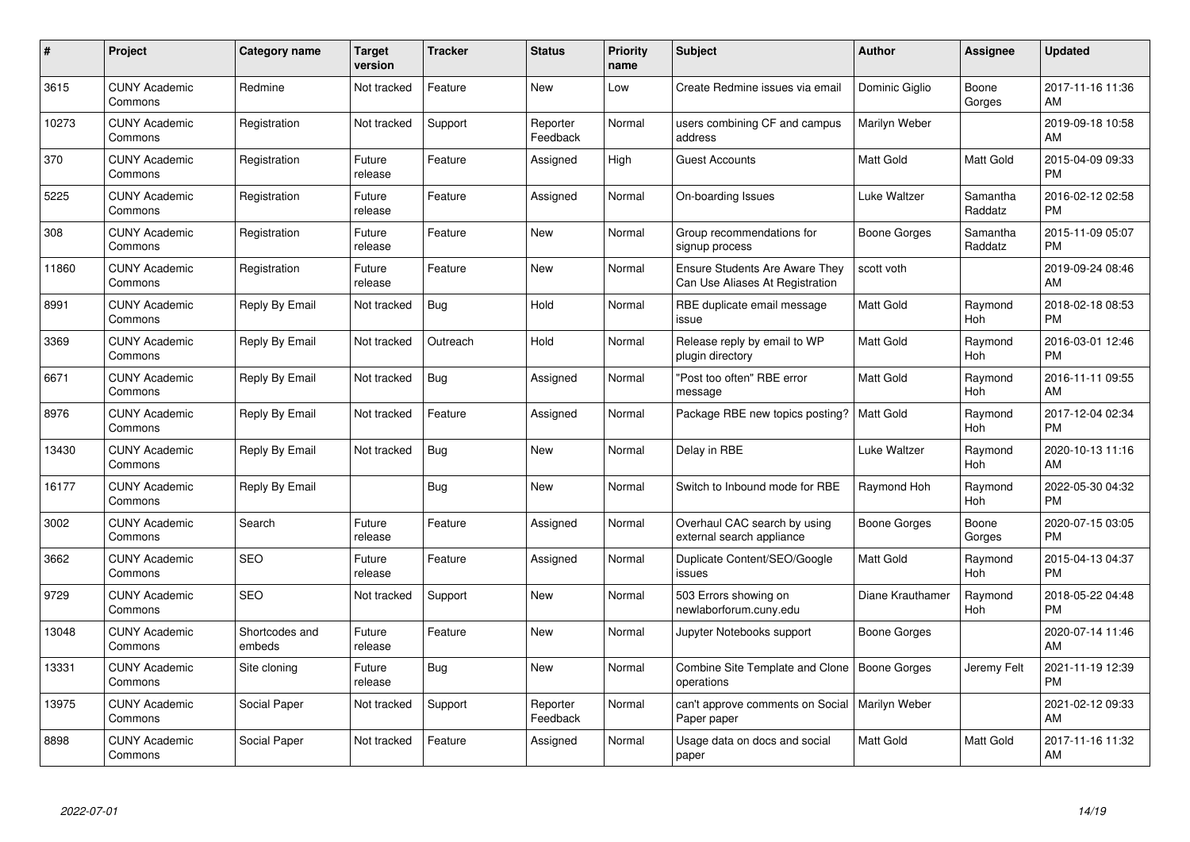| # | Project | Category name | Target version | Tracker | Status | Priority name | Subject | Author | Assignee | Updated |
|---|---|---|---|---|---|---|---|---|---|---|
| 3615 | CUNY Academic Commons | Redmine | Not tracked | Feature | New | Low | Create Redmine issues via email | Dominic Giglio | Boone Gorges | 2017-11-16 11:36 AM |
| 10273 | CUNY Academic Commons | Registration | Not tracked | Support | Reporter Feedback | Normal | users combining CF and campus address | Marilyn Weber | | 2019-09-18 10:58 AM |
| 370 | CUNY Academic Commons | Registration | Future release | Feature | Assigned | High | Guest Accounts | Matt Gold | Matt Gold | 2015-04-09 09:33 PM |
| 5225 | CUNY Academic Commons | Registration | Future release | Feature | Assigned | Normal | On-boarding Issues | Luke Waltzer | Samantha Raddatz | 2016-02-12 02:58 PM |
| 308 | CUNY Academic Commons | Registration | Future release | Feature | New | Normal | Group recommendations for signup process | Boone Gorges | Samantha Raddatz | 2015-11-09 05:07 PM |
| 11860 | CUNY Academic Commons | Registration | Future release | Feature | New | Normal | Ensure Students Are Aware They Can Use Aliases At Registration | scott voth | | 2019-09-24 08:46 AM |
| 8991 | CUNY Academic Commons | Reply By Email | Not tracked | Bug | Hold | Normal | RBE duplicate email message issue | Matt Gold | Raymond Hoh | 2018-02-18 08:53 PM |
| 3369 | CUNY Academic Commons | Reply By Email | Not tracked | Outreach | Hold | Normal | Release reply by email to WP plugin directory | Matt Gold | Raymond Hoh | 2016-03-01 12:46 PM |
| 6671 | CUNY Academic Commons | Reply By Email | Not tracked | Bug | Assigned | Normal | "Post too often" RBE error message | Matt Gold | Raymond Hoh | 2016-11-11 09:55 AM |
| 8976 | CUNY Academic Commons | Reply By Email | Not tracked | Feature | Assigned | Normal | Package RBE new topics posting? | Matt Gold | Raymond Hoh | 2017-12-04 02:34 PM |
| 13430 | CUNY Academic Commons | Reply By Email | Not tracked | Bug | New | Normal | Delay in RBE | Luke Waltzer | Raymond Hoh | 2020-10-13 11:16 AM |
| 16177 | CUNY Academic Commons | Reply By Email | | Bug | New | Normal | Switch to Inbound mode for RBE | Raymond Hoh | Raymond Hoh | 2022-05-30 04:32 PM |
| 3002 | CUNY Academic Commons | Search | Future release | Feature | Assigned | Normal | Overhaul CAC search by using external search appliance | Boone Gorges | Boone Gorges | 2020-07-15 03:05 PM |
| 3662 | CUNY Academic Commons | SEO | Future release | Feature | Assigned | Normal | Duplicate Content/SEO/Google issues | Matt Gold | Raymond Hoh | 2015-04-13 04:37 PM |
| 9729 | CUNY Academic Commons | SEO | Not tracked | Support | New | Normal | 503 Errors showing on newlaborforum.cuny.edu | Diane Krauthamer | Raymond Hoh | 2018-05-22 04:48 PM |
| 13048 | CUNY Academic Commons | Shortcodes and embeds | Future release | Feature | New | Normal | Jupyter Notebooks support | Boone Gorges | | 2020-07-14 11:46 AM |
| 13331 | CUNY Academic Commons | Site cloning | Future release | Bug | New | Normal | Combine Site Template and Clone operations | Boone Gorges | Jeremy Felt | 2021-11-19 12:39 PM |
| 13975 | CUNY Academic Commons | Social Paper | Not tracked | Support | Reporter Feedback | Normal | can't approve comments on Social Paper paper | Marilyn Weber | | 2021-02-12 09:33 AM |
| 8898 | CUNY Academic Commons | Social Paper | Not tracked | Feature | Assigned | Normal | Usage data on docs and social paper | Matt Gold | Matt Gold | 2017-11-16 11:32 AM |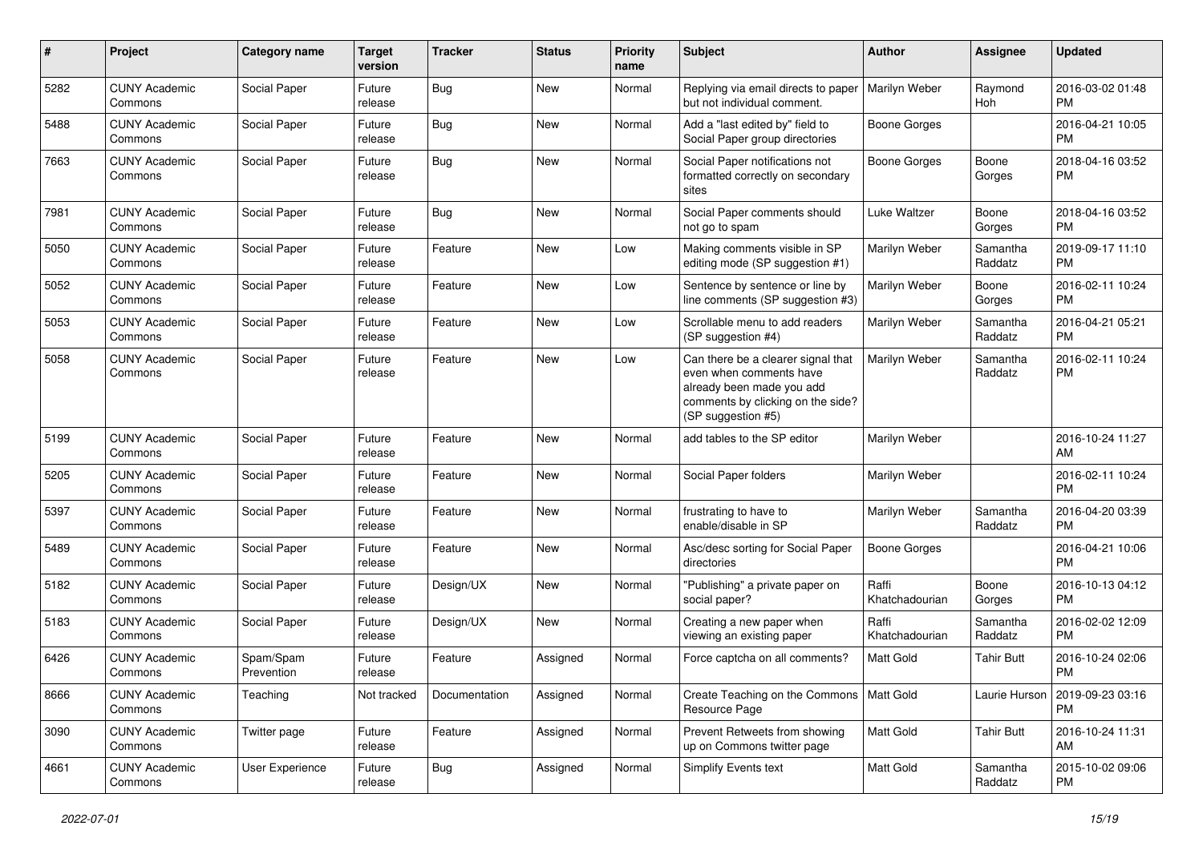| # | Project | Category name | Target version | Tracker | Status | Priority name | Subject | Author | Assignee | Updated |
|---|---|---|---|---|---|---|---|---|---|---|
| 5282 | CUNY Academic Commons | Social Paper | Future release | Bug | New | Normal | Replying via email directs to paper but not individual comment. | Marilyn Weber | Raymond Hoh | 2016-03-02 01:48 PM |
| 5488 | CUNY Academic Commons | Social Paper | Future release | Bug | New | Normal | Add a "last edited by" field to Social Paper group directories | Boone Gorges | | 2016-04-21 10:05 PM |
| 7663 | CUNY Academic Commons | Social Paper | Future release | Bug | New | Normal | Social Paper notifications not formatted correctly on secondary sites | Boone Gorges | Boone Gorges | 2018-04-16 03:52 PM |
| 7981 | CUNY Academic Commons | Social Paper | Future release | Bug | New | Normal | Social Paper comments should not go to spam | Luke Waltzer | Boone Gorges | 2018-04-16 03:52 PM |
| 5050 | CUNY Academic Commons | Social Paper | Future release | Feature | New | Low | Making comments visible in SP editing mode (SP suggestion #1) | Marilyn Weber | Samantha Raddatz | 2019-09-17 11:10 PM |
| 5052 | CUNY Academic Commons | Social Paper | Future release | Feature | New | Low | Sentence by sentence or line by line comments (SP suggestion #3) | Marilyn Weber | Boone Gorges | 2016-02-11 10:24 PM |
| 5053 | CUNY Academic Commons | Social Paper | Future release | Feature | New | Low | Scrollable menu to add readers (SP suggestion #4) | Marilyn Weber | Samantha Raddatz | 2016-04-21 05:21 PM |
| 5058 | CUNY Academic Commons | Social Paper | Future release | Feature | New | Low | Can there be a clearer signal that even when comments have already been made you add comments by clicking on the side? (SP suggestion #5) | Marilyn Weber | Samantha Raddatz | 2016-02-11 10:24 PM |
| 5199 | CUNY Academic Commons | Social Paper | Future release | Feature | New | Normal | add tables to the SP editor | Marilyn Weber | | 2016-10-24 11:27 AM |
| 5205 | CUNY Academic Commons | Social Paper | Future release | Feature | New | Normal | Social Paper folders | Marilyn Weber | | 2016-02-11 10:24 PM |
| 5397 | CUNY Academic Commons | Social Paper | Future release | Feature | New | Normal | frustrating to have to enable/disable in SP | Marilyn Weber | Samantha Raddatz | 2016-04-20 03:39 PM |
| 5489 | CUNY Academic Commons | Social Paper | Future release | Feature | New | Normal | Asc/desc sorting for Social Paper directories | Boone Gorges | | 2016-04-21 10:06 PM |
| 5182 | CUNY Academic Commons | Social Paper | Future release | Design/UX | New | Normal | "Publishing" a private paper on social paper? | Raffi Khatchadourian | Boone Gorges | 2016-10-13 04:12 PM |
| 5183 | CUNY Academic Commons | Social Paper | Future release | Design/UX | New | Normal | Creating a new paper when viewing an existing paper | Raffi Khatchadourian | Samantha Raddatz | 2016-02-02 12:09 PM |
| 6426 | CUNY Academic Commons | Spam/Spam Prevention | Future release | Feature | Assigned | Normal | Force captcha on all comments? | Matt Gold | Tahir Butt | 2016-10-24 02:06 PM |
| 8666 | CUNY Academic Commons | Teaching | Not tracked | Documentation | Assigned | Normal | Create Teaching on the Commons Resource Page | Matt Gold | Laurie Hurson | 2019-09-23 03:16 PM |
| 3090 | CUNY Academic Commons | Twitter page | Future release | Feature | Assigned | Normal | Prevent Retweets from showing up on Commons twitter page | Matt Gold | Tahir Butt | 2016-10-24 11:31 AM |
| 4661 | CUNY Academic Commons | User Experience | Future release | Bug | Assigned | Normal | Simplify Events text | Matt Gold | Samantha Raddatz | 2015-10-02 09:06 PM |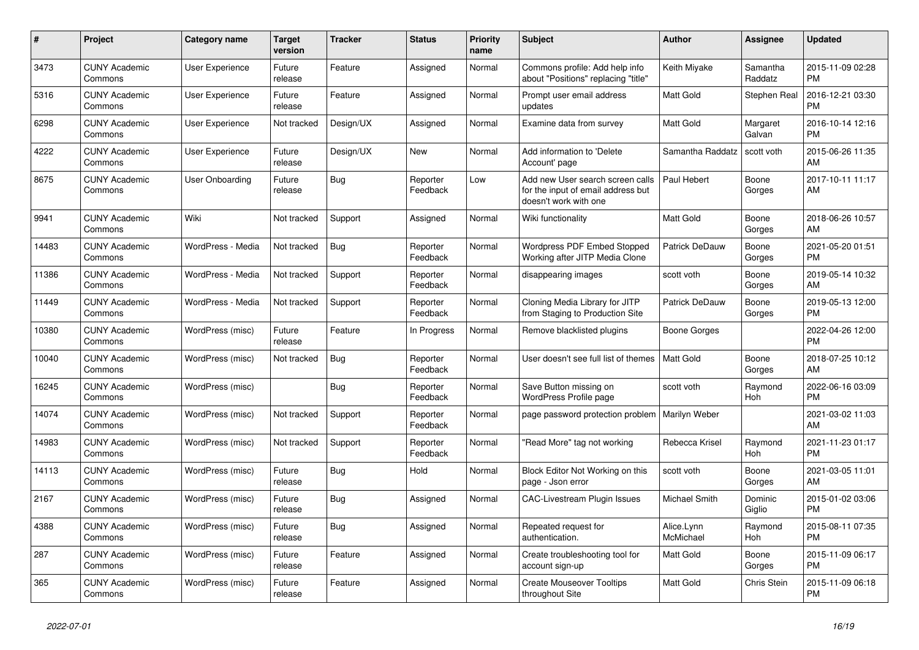| # | Project | Category name | Target version | Tracker | Status | Priority name | Subject | Author | Assignee | Updated |
|---|---|---|---|---|---|---|---|---|---|---|
| 3473 | CUNY Academic Commons | User Experience | Future release | Feature | Assigned | Normal | Commons profile: Add help info about "Positions" replacing "title" | Keith Miyake | Samantha Raddatz | 2015-11-09 02:28 PM |
| 5316 | CUNY Academic Commons | User Experience | Future release | Feature | Assigned | Normal | Prompt user email address updates | Matt Gold | Stephen Real | 2016-12-21 03:30 PM |
| 6298 | CUNY Academic Commons | User Experience | Not tracked | Design/UX | Assigned | Normal | Examine data from survey | Matt Gold | Margaret Galvan | 2016-10-14 12:16 PM |
| 4222 | CUNY Academic Commons | User Experience | Future release | Design/UX | New | Normal | Add information to 'Delete Account' page | Samantha Raddatz | scott voth | 2015-06-26 11:35 AM |
| 8675 | CUNY Academic Commons | User Onboarding | Future release | Bug | Reporter Feedback | Low | Add new User search screen calls for the input of email address but doesn't work with one | Paul Hebert | Boone Gorges | 2017-10-11 11:17 AM |
| 9941 | CUNY Academic Commons | Wiki | Not tracked | Support | Assigned | Normal | Wiki functionality | Matt Gold | Boone Gorges | 2018-06-26 10:57 AM |
| 14483 | CUNY Academic Commons | WordPress - Media | Not tracked | Bug | Reporter Feedback | Normal | Wordpress PDF Embed Stopped Working after JITP Media Clone | Patrick DeDauw | Boone Gorges | 2021-05-20 01:51 PM |
| 11386 | CUNY Academic Commons | WordPress - Media | Not tracked | Support | Reporter Feedback | Normal | disappearing images | scott voth | Boone Gorges | 2019-05-14 10:32 AM |
| 11449 | CUNY Academic Commons | WordPress - Media | Not tracked | Support | Reporter Feedback | Normal | Cloning Media Library for JITP from Staging to Production Site | Patrick DeDauw | Boone Gorges | 2019-05-13 12:00 PM |
| 10380 | CUNY Academic Commons | WordPress (misc) | Future release | Feature | In Progress | Normal | Remove blacklisted plugins | Boone Gorges | | 2022-04-26 12:00 PM |
| 10040 | CUNY Academic Commons | WordPress (misc) | Not tracked | Bug | Reporter Feedback | Normal | User doesn't see full list of themes | Matt Gold | Boone Gorges | 2018-07-25 10:12 AM |
| 16245 | CUNY Academic Commons | WordPress (misc) | | Bug | Reporter Feedback | Normal | Save Button missing on WordPress Profile page | scott voth | Raymond Hoh | 2022-06-16 03:09 PM |
| 14074 | CUNY Academic Commons | WordPress (misc) | Not tracked | Support | Reporter Feedback | Normal | page password protection problem | Marilyn Weber | | 2021-03-02 11:03 AM |
| 14983 | CUNY Academic Commons | WordPress (misc) | Not tracked | Support | Reporter Feedback | Normal | "Read More" tag not working | Rebecca Krisel | Raymond Hoh | 2021-11-23 01:17 PM |
| 14113 | CUNY Academic Commons | WordPress (misc) | Future release | Bug | Hold | Normal | Block Editor Not Working on this page - Json error | scott voth | Boone Gorges | 2021-03-05 11:01 AM |
| 2167 | CUNY Academic Commons | WordPress (misc) | Future release | Bug | Assigned | Normal | CAC-Livestream Plugin Issues | Michael Smith | Dominic Giglio | 2015-01-02 03:06 PM |
| 4388 | CUNY Academic Commons | WordPress (misc) | Future release | Bug | Assigned | Normal | Repeated request for authentication. | Alice.Lynn McMichael | Raymond Hoh | 2015-08-11 07:35 PM |
| 287 | CUNY Academic Commons | WordPress (misc) | Future release | Feature | Assigned | Normal | Create troubleshooting tool for account sign-up | Matt Gold | Boone Gorges | 2015-11-09 06:17 PM |
| 365 | CUNY Academic Commons | WordPress (misc) | Future release | Feature | Assigned | Normal | Create Mouseover Tooltips throughout Site | Matt Gold | Chris Stein | 2015-11-09 06:18 PM |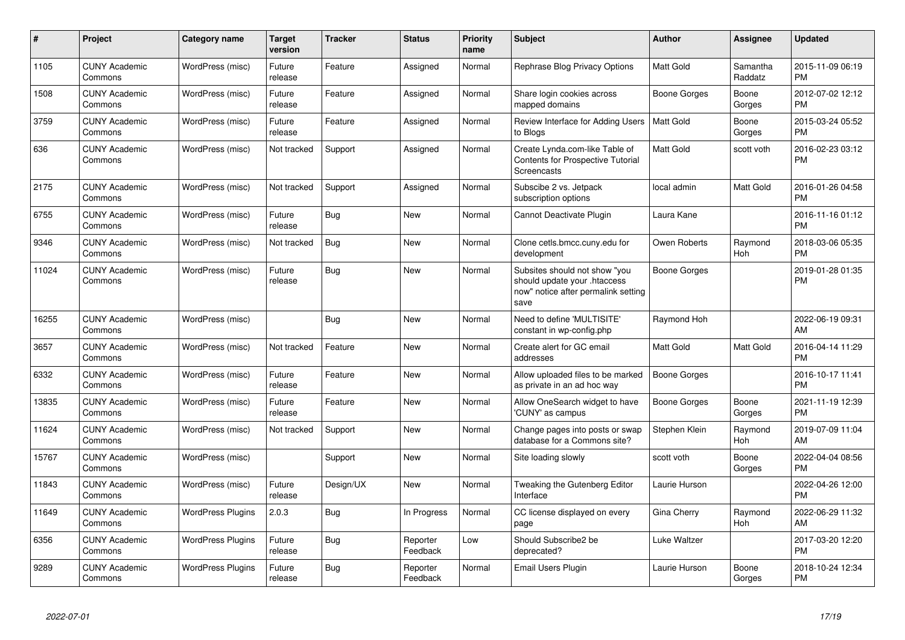| # | Project | Category name | Target version | Tracker | Status | Priority name | Subject | Author | Assignee | Updated |
|---|---|---|---|---|---|---|---|---|---|---|
| 1105 | CUNY Academic Commons | WordPress (misc) | Future release | Feature | Assigned | Normal | Rephrase Blog Privacy Options | Matt Gold | Samantha Raddatz | 2015-11-09 06:19 PM |
| 1508 | CUNY Academic Commons | WordPress (misc) | Future release | Feature | Assigned | Normal | Share login cookies across mapped domains | Boone Gorges | Boone Gorges | 2012-07-02 12:12 PM |
| 3759 | CUNY Academic Commons | WordPress (misc) | Future release | Feature | Assigned | Normal | Review Interface for Adding Users to Blogs | Matt Gold | Boone Gorges | 2015-03-24 05:52 PM |
| 636 | CUNY Academic Commons | WordPress (misc) | Not tracked | Support | Assigned | Normal | Create Lynda.com-like Table of Contents for Prospective Tutorial Screencasts | Matt Gold | scott voth | 2016-02-23 03:12 PM |
| 2175 | CUNY Academic Commons | WordPress (misc) | Not tracked | Support | Assigned | Normal | Subscibe 2 vs. Jetpack subscription options | local admin | Matt Gold | 2016-01-26 04:58 PM |
| 6755 | CUNY Academic Commons | WordPress (misc) | Future release | Bug | New | Normal | Cannot Deactivate Plugin | Laura Kane | | 2016-11-16 01:12 PM |
| 9346 | CUNY Academic Commons | WordPress (misc) | Not tracked | Bug | New | Normal | Clone cetls.bmcc.cuny.edu for development | Owen Roberts | Raymond Hoh | 2018-03-06 05:35 PM |
| 11024 | CUNY Academic Commons | WordPress (misc) | Future release | Bug | New | Normal | Subsites should not show "you should update your .htaccess now" notice after permalink setting save | Boone Gorges | | 2019-01-28 01:35 PM |
| 16255 | CUNY Academic Commons | WordPress (misc) | | Bug | New | Normal | Need to define 'MULTISITE' constant in wp-config.php | Raymond Hoh | | 2022-06-19 09:31 AM |
| 3657 | CUNY Academic Commons | WordPress (misc) | Not tracked | Feature | New | Normal | Create alert for GC email addresses | Matt Gold | Matt Gold | 2016-04-14 11:29 PM |
| 6332 | CUNY Academic Commons | WordPress (misc) | Future release | Feature | New | Normal | Allow uploaded files to be marked as private in an ad hoc way | Boone Gorges | | 2016-10-17 11:41 PM |
| 13835 | CUNY Academic Commons | WordPress (misc) | Future release | Feature | New | Normal | Allow OneSearch widget to have 'CUNY' as campus | Boone Gorges | Boone Gorges | 2021-11-19 12:39 PM |
| 11624 | CUNY Academic Commons | WordPress (misc) | Not tracked | Support | New | Normal | Change pages into posts or swap database for a Commons site? | Stephen Klein | Raymond Hoh | 2019-07-09 11:04 AM |
| 15767 | CUNY Academic Commons | WordPress (misc) | | Support | New | Normal | Site loading slowly | scott voth | Boone Gorges | 2022-04-04 08:56 PM |
| 11843 | CUNY Academic Commons | WordPress (misc) | Future release | Design/UX | New | Normal | Tweaking the Gutenberg Editor Interface | Laurie Hurson | | 2022-04-26 12:00 PM |
| 11649 | CUNY Academic Commons | WordPress Plugins | 2.0.3 | Bug | In Progress | Normal | CC license displayed on every page | Gina Cherry | Raymond Hoh | 2022-06-29 11:32 AM |
| 6356 | CUNY Academic Commons | WordPress Plugins | Future release | Bug | Reporter Feedback | Low | Should Subscribe2 be deprecated? | Luke Waltzer | | 2017-03-20 12:20 PM |
| 9289 | CUNY Academic Commons | WordPress Plugins | Future release | Bug | Reporter Feedback | Normal | Email Users Plugin | Laurie Hurson | Boone Gorges | 2018-10-24 12:34 PM |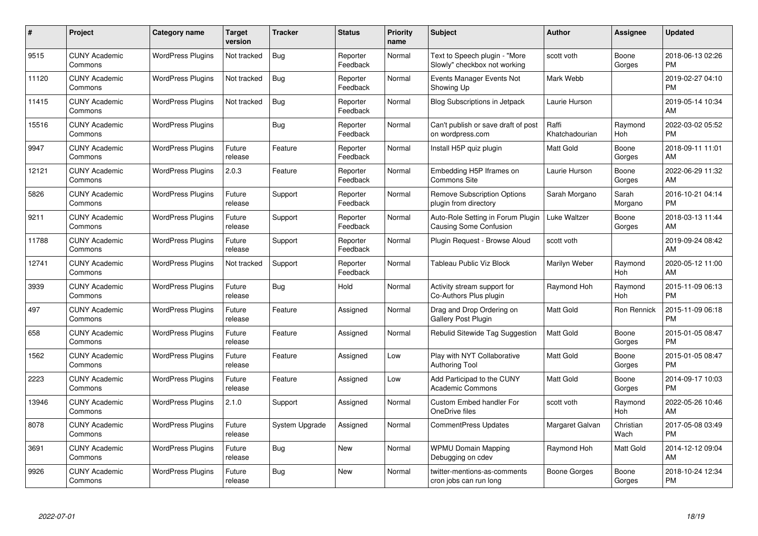| # | Project | Category name | Target version | Tracker | Status | Priority name | Subject | Author | Assignee | Updated |
|---|---|---|---|---|---|---|---|---|---|---|
| 9515 | CUNY Academic Commons | WordPress Plugins | Not tracked | Bug | Reporter Feedback | Normal | Text to Speech plugin - "More Slowly" checkbox not working | scott voth | Boone Gorges | 2018-06-13 02:26 PM |
| 11120 | CUNY Academic Commons | WordPress Plugins | Not tracked | Bug | Reporter Feedback | Normal | Events Manager Events Not Showing Up | Mark Webb | | 2019-02-27 04:10 PM |
| 11415 | CUNY Academic Commons | WordPress Plugins | Not tracked | Bug | Reporter Feedback | Normal | Blog Subscriptions in Jetpack | Laurie Hurson | | 2019-05-14 10:34 AM |
| 15516 | CUNY Academic Commons | WordPress Plugins | | Bug | Reporter Feedback | Normal | Can't publish or save draft of post on wordpress.com | Raffi Khatchadourian | Raymond Hoh | 2022-03-02 05:52 PM |
| 9947 | CUNY Academic Commons | WordPress Plugins | Future release | Feature | Reporter Feedback | Normal | Install H5P quiz plugin | Matt Gold | Boone Gorges | 2018-09-11 11:01 AM |
| 12121 | CUNY Academic Commons | WordPress Plugins | 2.0.3 | Feature | Reporter Feedback | Normal | Embedding H5P Iframes on Commons Site | Laurie Hurson | Boone Gorges | 2022-06-29 11:32 AM |
| 5826 | CUNY Academic Commons | WordPress Plugins | Future release | Support | Reporter Feedback | Normal | Remove Subscription Options plugin from directory | Sarah Morgano | Sarah Morgano | 2016-10-21 04:14 PM |
| 9211 | CUNY Academic Commons | WordPress Plugins | Future release | Support | Reporter Feedback | Normal | Auto-Role Setting in Forum Plugin Causing Some Confusion | Luke Waltzer | Boone Gorges | 2018-03-13 11:44 AM |
| 11788 | CUNY Academic Commons | WordPress Plugins | Future release | Support | Reporter Feedback | Normal | Plugin Request - Browse Aloud | scott voth | | 2019-09-24 08:42 AM |
| 12741 | CUNY Academic Commons | WordPress Plugins | Not tracked | Support | Reporter Feedback | Normal | Tableau Public Viz Block | Marilyn Weber | Raymond Hoh | 2020-05-12 11:00 AM |
| 3939 | CUNY Academic Commons | WordPress Plugins | Future release | Bug | Hold | Normal | Activity stream support for Co-Authors Plus plugin | Raymond Hoh | Raymond Hoh | 2015-11-09 06:13 PM |
| 497 | CUNY Academic Commons | WordPress Plugins | Future release | Feature | Assigned | Normal | Drag and Drop Ordering on Gallery Post Plugin | Matt Gold | Ron Rennick | 2015-11-09 06:18 PM |
| 658 | CUNY Academic Commons | WordPress Plugins | Future release | Feature | Assigned | Normal | Rebulid Sitewide Tag Suggestion | Matt Gold | Boone Gorges | 2015-01-05 08:47 PM |
| 1562 | CUNY Academic Commons | WordPress Plugins | Future release | Feature | Assigned | Low | Play with NYT Collaborative Authoring Tool | Matt Gold | Boone Gorges | 2015-01-05 08:47 PM |
| 2223 | CUNY Academic Commons | WordPress Plugins | Future release | Feature | Assigned | Low | Add Participad to the CUNY Academic Commons | Matt Gold | Boone Gorges | 2014-09-17 10:03 PM |
| 13946 | CUNY Academic Commons | WordPress Plugins | 2.1.0 | Support | Assigned | Normal | Custom Embed handler For OneDrive files | scott voth | Raymond Hoh | 2022-05-26 10:46 AM |
| 8078 | CUNY Academic Commons | WordPress Plugins | Future release | System Upgrade | Assigned | Normal | CommentPress Updates | Margaret Galvan | Christian Wach | 2017-05-08 03:49 PM |
| 3691 | CUNY Academic Commons | WordPress Plugins | Future release | Bug | New | Normal | WPMU Domain Mapping Debugging on cdev | Raymond Hoh | Matt Gold | 2014-12-12 09:04 AM |
| 9926 | CUNY Academic Commons | WordPress Plugins | Future release | Bug | New | Normal | twitter-mentions-as-comments cron jobs can run long | Boone Gorges | Boone Gorges | 2018-10-24 12:34 PM |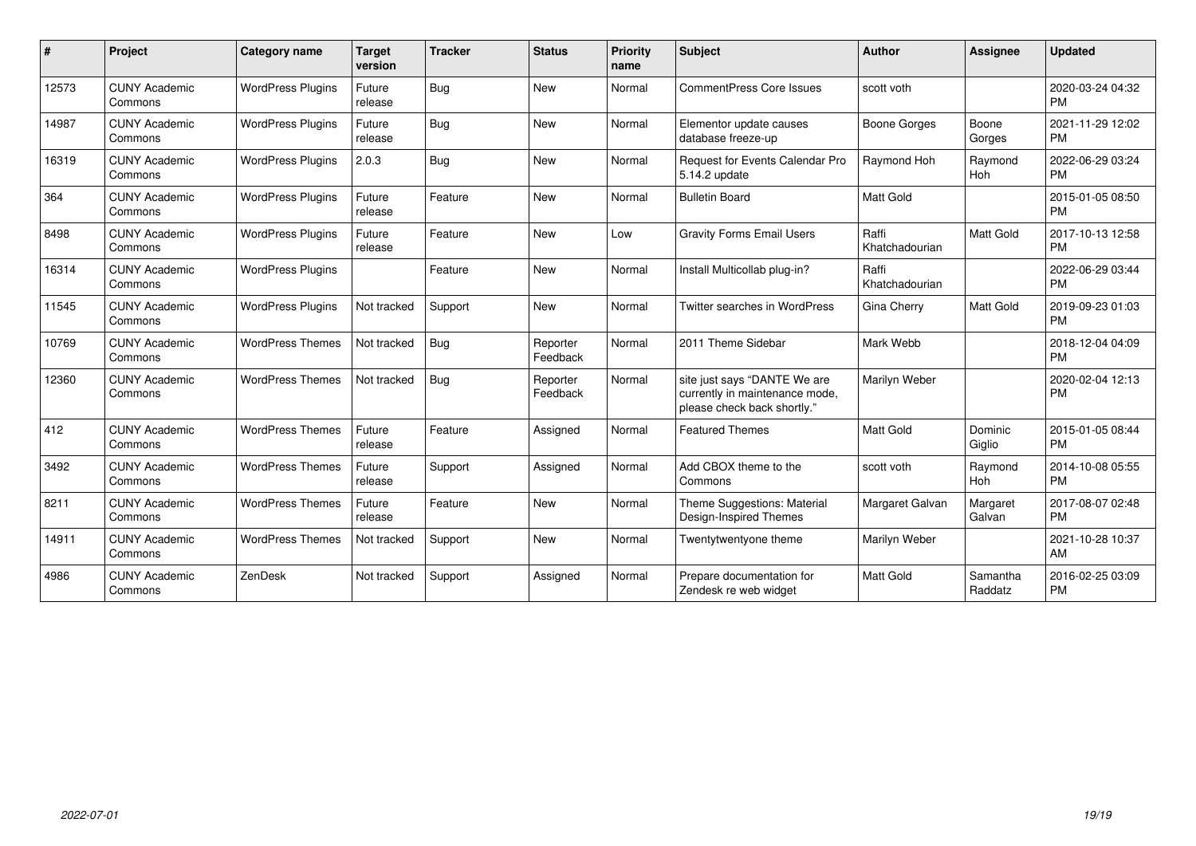| # | Project | Category name | Target version | Tracker | Status | Priority name | Subject | Author | Assignee | Updated |
|---|---|---|---|---|---|---|---|---|---|---|
| 12573 | CUNY Academic Commons | WordPress Plugins | Future release | Bug | New | Normal | CommentPress Core Issues | scott voth | | 2020-03-24 04:32 PM |
| 14987 | CUNY Academic Commons | WordPress Plugins | Future release | Bug | New | Normal | Elementor update causes database freeze-up | Boone Gorges | Boone Gorges | 2021-11-29 12:02 PM |
| 16319 | CUNY Academic Commons | WordPress Plugins | 2.0.3 | Bug | New | Normal | Request for Events Calendar Pro 5.14.2 update | Raymond Hoh | Raymond Hoh | 2022-06-29 03:24 PM |
| 364 | CUNY Academic Commons | WordPress Plugins | Future release | Feature | New | Normal | Bulletin Board | Matt Gold | | 2015-01-05 08:50 PM |
| 8498 | CUNY Academic Commons | WordPress Plugins | Future release | Feature | New | Low | Gravity Forms Email Users | Raffi Khatchadourian | Matt Gold | 2017-10-13 12:58 PM |
| 16314 | CUNY Academic Commons | WordPress Plugins | | Feature | New | Normal | Install Multicollab plug-in? | Raffi Khatchadourian | | 2022-06-29 03:44 PM |
| 11545 | CUNY Academic Commons | WordPress Plugins | Not tracked | Support | New | Normal | Twitter searches in WordPress | Gina Cherry | Matt Gold | 2019-09-23 01:03 PM |
| 10769 | CUNY Academic Commons | WordPress Themes | Not tracked | Bug | Reporter Feedback | Normal | 2011 Theme Sidebar | Mark Webb | | 2018-12-04 04:09 PM |
| 12360 | CUNY Academic Commons | WordPress Themes | Not tracked | Bug | Reporter Feedback | Normal | site just says "DANTE We are currently in maintenance mode, please check back shortly." | Marilyn Weber | | 2020-02-04 12:13 PM |
| 412 | CUNY Academic Commons | WordPress Themes | Future release | Feature | Assigned | Normal | Featured Themes | Matt Gold | Dominic Giglio | 2015-01-05 08:44 PM |
| 3492 | CUNY Academic Commons | WordPress Themes | Future release | Support | Assigned | Normal | Add CBOX theme to the Commons | scott voth | Raymond Hoh | 2014-10-08 05:55 PM |
| 8211 | CUNY Academic Commons | WordPress Themes | Future release | Feature | New | Normal | Theme Suggestions: Material Design-Inspired Themes | Margaret Galvan | Margaret Galvan | 2017-08-07 02:48 PM |
| 14911 | CUNY Academic Commons | WordPress Themes | Not tracked | Support | New | Normal | Twentytwentyone theme | Marilyn Weber | | 2021-10-28 10:37 AM |
| 4986 | CUNY Academic Commons | ZenDesk | Not tracked | Support | Assigned | Normal | Prepare documentation for Zendesk re web widget | Matt Gold | Samantha Raddatz | 2016-02-25 03:09 PM |